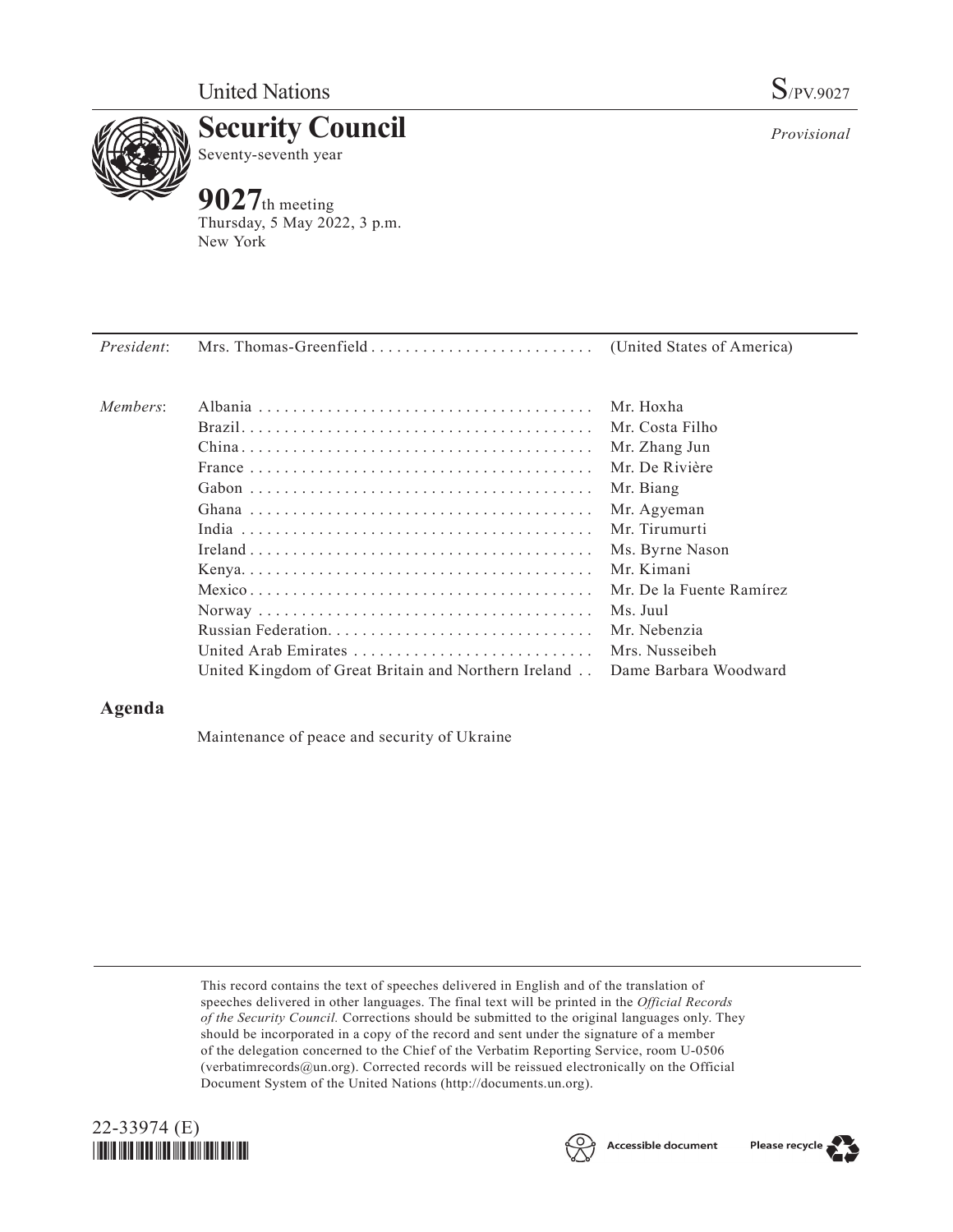United Nations

S/PV.9027

# Security Council

Seventy-seventh year

*Provisional*

**9027**th meeting
Thursday, 5 May 2022, 3 p.m.
New York

| | | |
|---|---|---|
| *President*: | Mrs. Thomas-Greenfield | (United States of America) |
| *Members*: | Albania | Mr. Hoxha |
| | Brazil | Mr. Costa Filho |
| | China | Mr. Zhang Jun |
| | France | Mr. De Rivière |
| | Gabon | Mr. Biang |
| | Ghana | Mr. Agyeman |
| | India | Mr. Tirumurti |
| | Ireland | Ms. Byrne Nason |
| | Kenya | Mr. Kimani |
| | Mexico | Mr. De la Fuente Ramírez |
| | Norway | Ms. Juul |
| | Russian Federation | Mr. Nebenzia |
| | United Arab Emirates | Mrs. Nusseibeh |
| | United Kingdom of Great Britain and Northern Ireland | Dame Barbara Woodward |

## Agenda

Maintenance of peace and security of Ukraine

This record contains the text of speeches delivered in English and of the translation of speeches delivered in other languages. The final text will be printed in the *Official Records of the Security Council.* Corrections should be submitted to the original languages only. They should be incorporated in a copy of the record and sent under the signature of a member of the delegation concerned to the Chief of the Verbatim Reporting Service, room U-0506 (verbatimrecords@un.org). Corrected records will be reissued electronically on the Official Document System of the United Nations (http://documents.un.org).

22-33974 (E)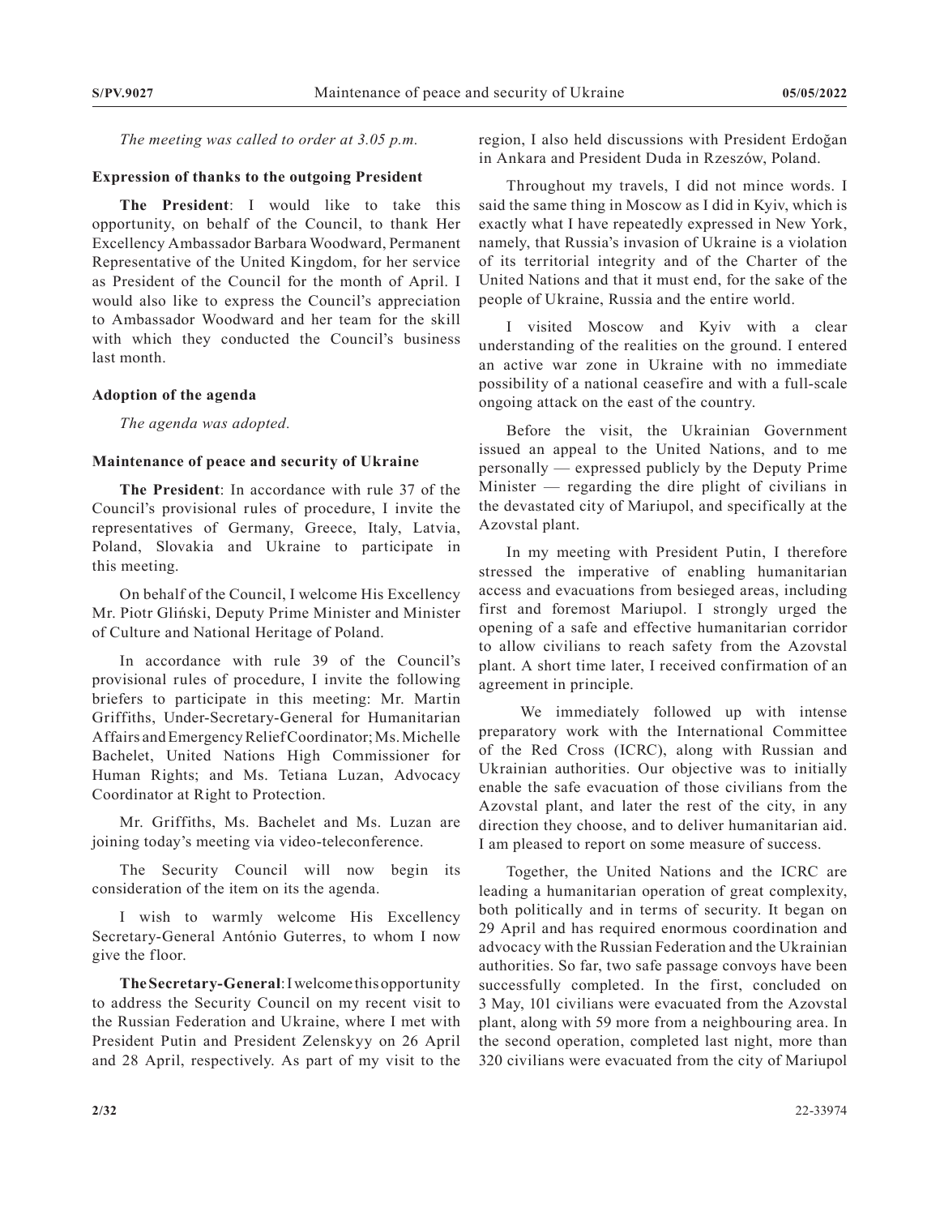*The meeting was called to order at 3.05 p.m.*

### Expression of thanks to the outgoing President

**The President**: I would like to take this opportunity, on behalf of the Council, to thank Her Excellency Ambassador Barbara Woodward, Permanent Representative of the United Kingdom, for her service as President of the Council for the month of April. I would also like to express the Council's appreciation to Ambassador Woodward and her team for the skill with which they conducted the Council's business last month.

### Adoption of the agenda

*The agenda was adopted.*

### Maintenance of peace and security of Ukraine

**The President**: In accordance with rule 37 of the Council's provisional rules of procedure, I invite the representatives of Germany, Greece, Italy, Latvia, Poland, Slovakia and Ukraine to participate in this meeting.

On behalf of the Council, I welcome His Excellency Mr. Piotr Gliński, Deputy Prime Minister and Minister of Culture and National Heritage of Poland.

In accordance with rule 39 of the Council's provisional rules of procedure, I invite the following briefers to participate in this meeting: Mr. Martin Griffiths, Under-Secretary-General for Humanitarian Affairs and Emergency Relief Coordinator; Ms. Michelle Bachelet, United Nations High Commissioner for Human Rights; and Ms. Tetiana Luzan, Advocacy Coordinator at Right to Protection.

Mr. Griffiths, Ms. Bachelet and Ms. Luzan are joining today's meeting via video-teleconference.

The Security Council will now begin its consideration of the item on its the agenda.

I wish to warmly welcome His Excellency Secretary-General António Guterres, to whom I now give the floor.

**The Secretary-General**: I welcome this opportunity to address the Security Council on my recent visit to the Russian Federation and Ukraine, where I met with President Putin and President Zelenskyy on 26 April and 28 April, respectively. As part of my visit to the region, I also held discussions with President Erdoğan in Ankara and President Duda in Rzeszów, Poland.

Throughout my travels, I did not mince words. I said the same thing in Moscow as I did in Kyiv, which is exactly what I have repeatedly expressed in New York, namely, that Russia's invasion of Ukraine is a violation of its territorial integrity and of the Charter of the United Nations and that it must end, for the sake of the people of Ukraine, Russia and the entire world.

I visited Moscow and Kyiv with a clear understanding of the realities on the ground. I entered an active war zone in Ukraine with no immediate possibility of a national ceasefire and with a full-scale ongoing attack on the east of the country.

Before the visit, the Ukrainian Government issued an appeal to the United Nations, and to me personally — expressed publicly by the Deputy Prime Minister — regarding the dire plight of civilians in the devastated city of Mariupol, and specifically at the Azovstal plant.

In my meeting with President Putin, I therefore stressed the imperative of enabling humanitarian access and evacuations from besieged areas, including first and foremost Mariupol. I strongly urged the opening of a safe and effective humanitarian corridor to allow civilians to reach safety from the Azovstal plant. A short time later, I received confirmation of an agreement in principle.

We immediately followed up with intense preparatory work with the International Committee of the Red Cross (ICRC), along with Russian and Ukrainian authorities. Our objective was to initially enable the safe evacuation of those civilians from the Azovstal plant, and later the rest of the city, in any direction they choose, and to deliver humanitarian aid. I am pleased to report on some measure of success.

Together, the United Nations and the ICRC are leading a humanitarian operation of great complexity, both politically and in terms of security. It began on 29 April and has required enormous coordination and advocacy with the Russian Federation and the Ukrainian authorities. So far, two safe passage convoys have been successfully completed. In the first, concluded on 3 May, 101 civilians were evacuated from the Azovstal plant, along with 59 more from a neighbouring area. In the second operation, completed last night, more than 320 civilians were evacuated from the city of Mariupol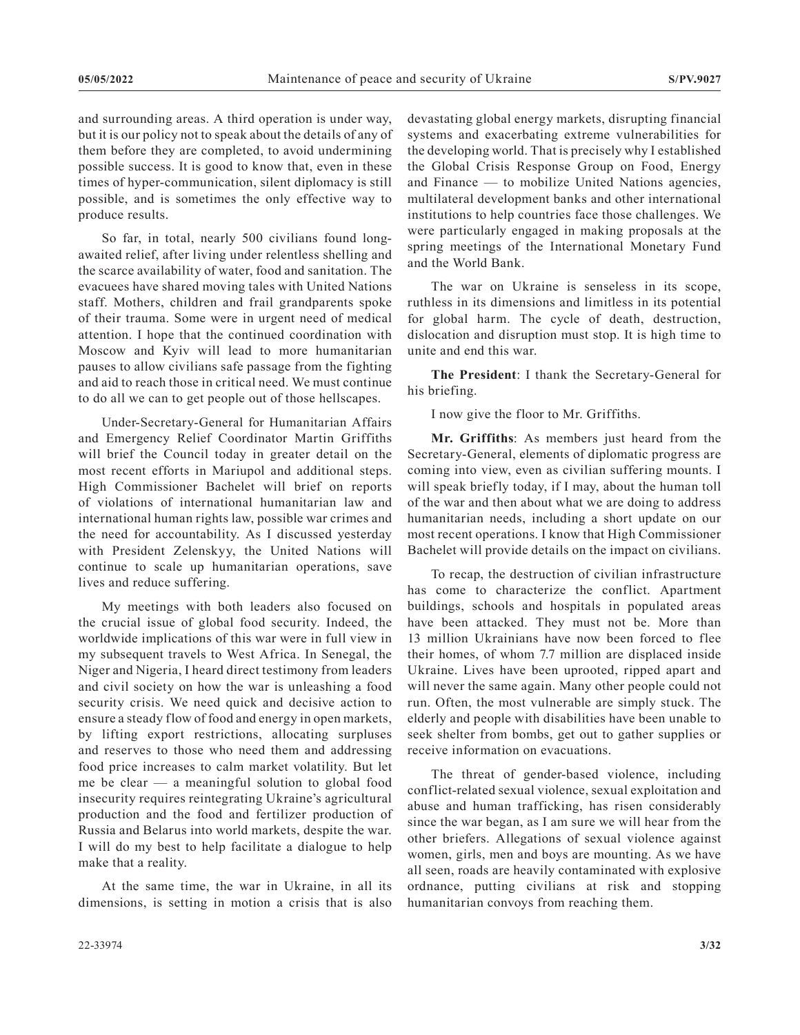and surrounding areas. A third operation is under way, but it is our policy not to speak about the details of any of them before they are completed, to avoid undermining possible success. It is good to know that, even in these times of hyper-communication, silent diplomacy is still possible, and is sometimes the only effective way to produce results.

So far, in total, nearly 500 civilians found long-awaited relief, after living under relentless shelling and the scarce availability of water, food and sanitation. The evacuees have shared moving tales with United Nations staff. Mothers, children and frail grandparents spoke of their trauma. Some were in urgent need of medical attention. I hope that the continued coordination with Moscow and Kyiv will lead to more humanitarian pauses to allow civilians safe passage from the fighting and aid to reach those in critical need. We must continue to do all we can to get people out of those hellscapes.

Under-Secretary-General for Humanitarian Affairs and Emergency Relief Coordinator Martin Griffiths will brief the Council today in greater detail on the most recent efforts in Mariupol and additional steps. High Commissioner Bachelet will brief on reports of violations of international humanitarian law and international human rights law, possible war crimes and the need for accountability. As I discussed yesterday with President Zelenskyy, the United Nations will continue to scale up humanitarian operations, save lives and reduce suffering.

My meetings with both leaders also focused on the crucial issue of global food security. Indeed, the worldwide implications of this war were in full view in my subsequent travels to West Africa. In Senegal, the Niger and Nigeria, I heard direct testimony from leaders and civil society on how the war is unleashing a food security crisis. We need quick and decisive action to ensure a steady flow of food and energy in open markets, by lifting export restrictions, allocating surpluses and reserves to those who need them and addressing food price increases to calm market volatility. But let me be clear — a meaningful solution to global food insecurity requires reintegrating Ukraine's agricultural production and the food and fertilizer production of Russia and Belarus into world markets, despite the war. I will do my best to help facilitate a dialogue to help make that a reality.

At the same time, the war in Ukraine, in all its dimensions, is setting in motion a crisis that is also devastating global energy markets, disrupting financial systems and exacerbating extreme vulnerabilities for the developing world. That is precisely why I established the Global Crisis Response Group on Food, Energy and Finance — to mobilize United Nations agencies, multilateral development banks and other international institutions to help countries face those challenges. We were particularly engaged in making proposals at the spring meetings of the International Monetary Fund and the World Bank.

The war on Ukraine is senseless in its scope, ruthless in its dimensions and limitless in its potential for global harm. The cycle of death, destruction, dislocation and disruption must stop. It is high time to unite and end this war.

**The President**: I thank the Secretary-General for his briefing.

I now give the floor to Mr. Griffiths.

**Mr. Griffiths**: As members just heard from the Secretary-General, elements of diplomatic progress are coming into view, even as civilian suffering mounts. I will speak briefly today, if I may, about the human toll of the war and then about what we are doing to address humanitarian needs, including a short update on our most recent operations. I know that High Commissioner Bachelet will provide details on the impact on civilians.

To recap, the destruction of civilian infrastructure has come to characterize the conflict. Apartment buildings, schools and hospitals in populated areas have been attacked. They must not be. More than 13 million Ukrainians have now been forced to flee their homes, of whom 7.7 million are displaced inside Ukraine. Lives have been uprooted, ripped apart and will never the same again. Many other people could not run. Often, the most vulnerable are simply stuck. The elderly and people with disabilities have been unable to seek shelter from bombs, get out to gather supplies or receive information on evacuations.

The threat of gender-based violence, including conflict-related sexual violence, sexual exploitation and abuse and human trafficking, has risen considerably since the war began, as I am sure we will hear from the other briefers. Allegations of sexual violence against women, girls, men and boys are mounting. As we have all seen, roads are heavily contaminated with explosive ordnance, putting civilians at risk and stopping humanitarian convoys from reaching them.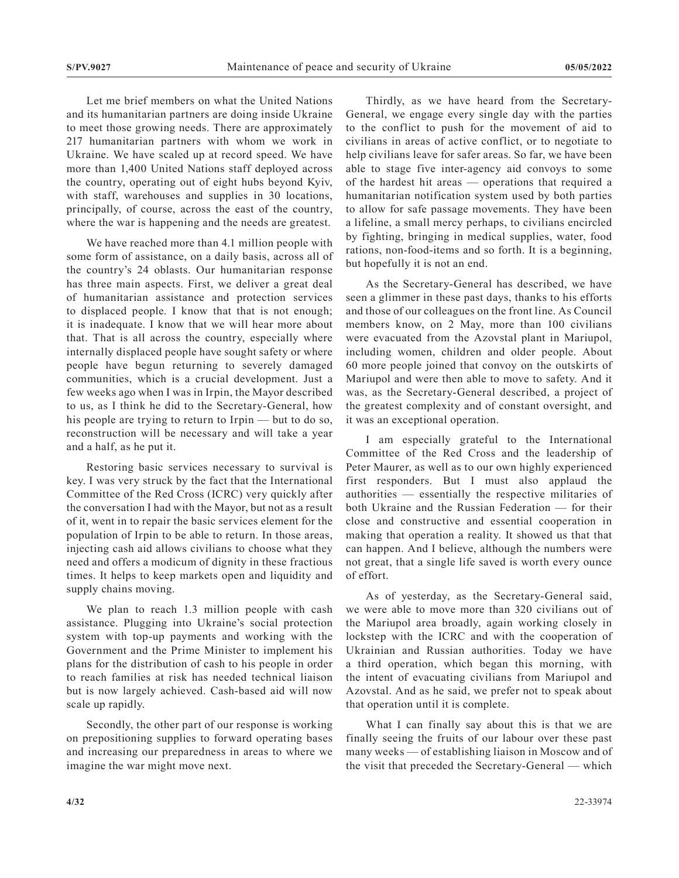Let me brief members on what the United Nations and its humanitarian partners are doing inside Ukraine to meet those growing needs. There are approximately 217 humanitarian partners with whom we work in Ukraine. We have scaled up at record speed. We have more than 1,400 United Nations staff deployed across the country, operating out of eight hubs beyond Kyiv, with staff, warehouses and supplies in 30 locations, principally, of course, across the east of the country, where the war is happening and the needs are greatest.

We have reached more than 4.1 million people with some form of assistance, on a daily basis, across all of the country's 24 oblasts. Our humanitarian response has three main aspects. First, we deliver a great deal of humanitarian assistance and protection services to displaced people. I know that that is not enough; it is inadequate. I know that we will hear more about that. That is all across the country, especially where internally displaced people have sought safety or where people have begun returning to severely damaged communities, which is a crucial development. Just a few weeks ago when I was in Irpin, the Mayor described to us, as I think he did to the Secretary-General, how his people are trying to return to Irpin — but to do so, reconstruction will be necessary and will take a year and a half, as he put it.

Restoring basic services necessary to survival is key. I was very struck by the fact that the International Committee of the Red Cross (ICRC) very quickly after the conversation I had with the Mayor, but not as a result of it, went in to repair the basic services element for the population of Irpin to be able to return. In those areas, injecting cash aid allows civilians to choose what they need and offers a modicum of dignity in these fractious times. It helps to keep markets open and liquidity and supply chains moving.

We plan to reach 1.3 million people with cash assistance. Plugging into Ukraine's social protection system with top-up payments and working with the Government and the Prime Minister to implement his plans for the distribution of cash to his people in order to reach families at risk has needed technical liaison but is now largely achieved. Cash-based aid will now scale up rapidly.

Secondly, the other part of our response is working on prepositioning supplies to forward operating bases and increasing our preparedness in areas to where we imagine the war might move next.

Thirdly, as we have heard from the Secretary-General, we engage every single day with the parties to the conflict to push for the movement of aid to civilians in areas of active conflict, or to negotiate to help civilians leave for safer areas. So far, we have been able to stage five inter-agency aid convoys to some of the hardest hit areas — operations that required a humanitarian notification system used by both parties to allow for safe passage movements. They have been a lifeline, a small mercy perhaps, to civilians encircled by fighting, bringing in medical supplies, water, food rations, non-food-items and so forth. It is a beginning, but hopefully it is not an end.

As the Secretary-General has described, we have seen a glimmer in these past days, thanks to his efforts and those of our colleagues on the front line. As Council members know, on 2 May, more than 100 civilians were evacuated from the Azovstal plant in Mariupol, including women, children and older people. About 60 more people joined that convoy on the outskirts of Mariupol and were then able to move to safety. And it was, as the Secretary-General described, a project of the greatest complexity and of constant oversight, and it was an exceptional operation.

I am especially grateful to the International Committee of the Red Cross and the leadership of Peter Maurer, as well as to our own highly experienced first responders. But I must also applaud the authorities — essentially the respective militaries of both Ukraine and the Russian Federation — for their close and constructive and essential cooperation in making that operation a reality. It showed us that that can happen. And I believe, although the numbers were not great, that a single life saved is worth every ounce of effort.

As of yesterday, as the Secretary-General said, we were able to move more than 320 civilians out of the Mariupol area broadly, again working closely in lockstep with the ICRC and with the cooperation of Ukrainian and Russian authorities. Today we have a third operation, which began this morning, with the intent of evacuating civilians from Mariupol and Azovstal. And as he said, we prefer not to speak about that operation until it is complete.

What I can finally say about this is that we are finally seeing the fruits of our labour over these past many weeks — of establishing liaison in Moscow and of the visit that preceded the Secretary-General — which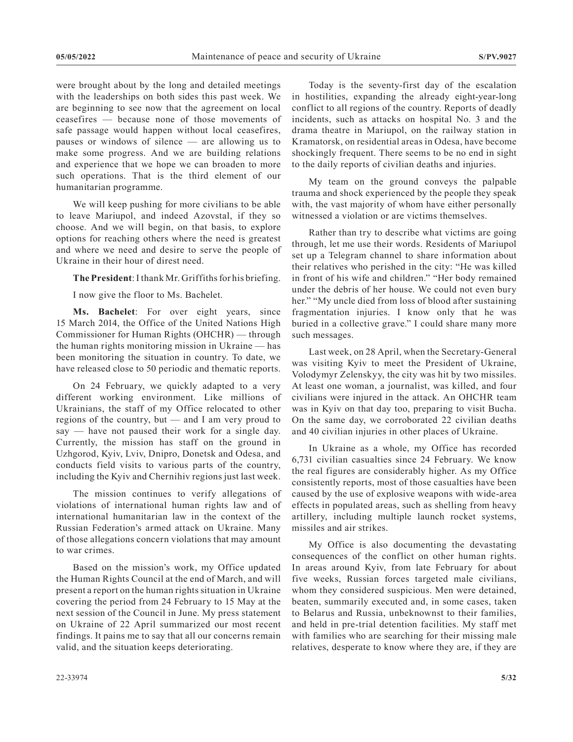were brought about by the long and detailed meetings with the leaderships on both sides this past week. We are beginning to see now that the agreement on local ceasefires — because none of those movements of safe passage would happen without local ceasefires, pauses or windows of silence — are allowing us to make some progress. And we are building relations and experience that we hope we can broaden to more such operations. That is the third element of our humanitarian programme.

We will keep pushing for more civilians to be able to leave Mariupol, and indeed Azovstal, if they so choose. And we will begin, on that basis, to explore options for reaching others where the need is greatest and where we need and desire to serve the people of Ukraine in their hour of direst need.

**The President**: I thank Mr. Griffiths for his briefing.

I now give the floor to Ms. Bachelet.

**Ms. Bachelet**: For over eight years, since 15 March 2014, the Office of the United Nations High Commissioner for Human Rights (OHCHR) — through the human rights monitoring mission in Ukraine — has been monitoring the situation in country. To date, we have released close to 50 periodic and thematic reports.

On 24 February, we quickly adapted to a very different working environment. Like millions of Ukrainians, the staff of my Office relocated to other regions of the country, but — and I am very proud to say — have not paused their work for a single day. Currently, the mission has staff on the ground in Uzhgorod, Kyiv, Lviv, Dnipro, Donetsk and Odesa, and conducts field visits to various parts of the country, including the Kyiv and Chernihiv regions just last week.

The mission continues to verify allegations of violations of international human rights law and of international humanitarian law in the context of the Russian Federation's armed attack on Ukraine. Many of those allegations concern violations that may amount to war crimes.

Based on the mission's work, my Office updated the Human Rights Council at the end of March, and will present a report on the human rights situation in Ukraine covering the period from 24 February to 15 May at the next session of the Council in June. My press statement on Ukraine of 22 April summarized our most recent findings. It pains me to say that all our concerns remain valid, and the situation keeps deteriorating.

Today is the seventy-first day of the escalation in hostilities, expanding the already eight-year-long conflict to all regions of the country. Reports of deadly incidents, such as attacks on hospital No. 3 and the drama theatre in Mariupol, on the railway station in Kramatorsk, on residential areas in Odesa, have become shockingly frequent. There seems to be no end in sight to the daily reports of civilian deaths and injuries.

My team on the ground conveys the palpable trauma and shock experienced by the people they speak with, the vast majority of whom have either personally witnessed a violation or are victims themselves.

Rather than try to describe what victims are going through, let me use their words. Residents of Mariupol set up a Telegram channel to share information about their relatives who perished in the city: "He was killed in front of his wife and children." "Her body remained under the debris of her house. We could not even bury her." "My uncle died from loss of blood after sustaining fragmentation injuries. I know only that he was buried in a collective grave." I could share many more such messages.

Last week, on 28 April, when the Secretary-General was visiting Kyiv to meet the President of Ukraine, Volodymyr Zelenskyy, the city was hit by two missiles. At least one woman, a journalist, was killed, and four civilians were injured in the attack. An OHCHR team was in Kyiv on that day too, preparing to visit Bucha. On the same day, we corroborated 22 civilian deaths and 40 civilian injuries in other places of Ukraine.

In Ukraine as a whole, my Office has recorded 6,731 civilian casualties since 24 February. We know the real figures are considerably higher. As my Office consistently reports, most of those casualties have been caused by the use of explosive weapons with wide-area effects in populated areas, such as shelling from heavy artillery, including multiple launch rocket systems, missiles and air strikes.

My Office is also documenting the devastating consequences of the conflict on other human rights. In areas around Kyiv, from late February for about five weeks, Russian forces targeted male civilians, whom they considered suspicious. Men were detained, beaten, summarily executed and, in some cases, taken to Belarus and Russia, unbeknownst to their families, and held in pre-trial detention facilities. My staff met with families who are searching for their missing male relatives, desperate to know where they are, if they are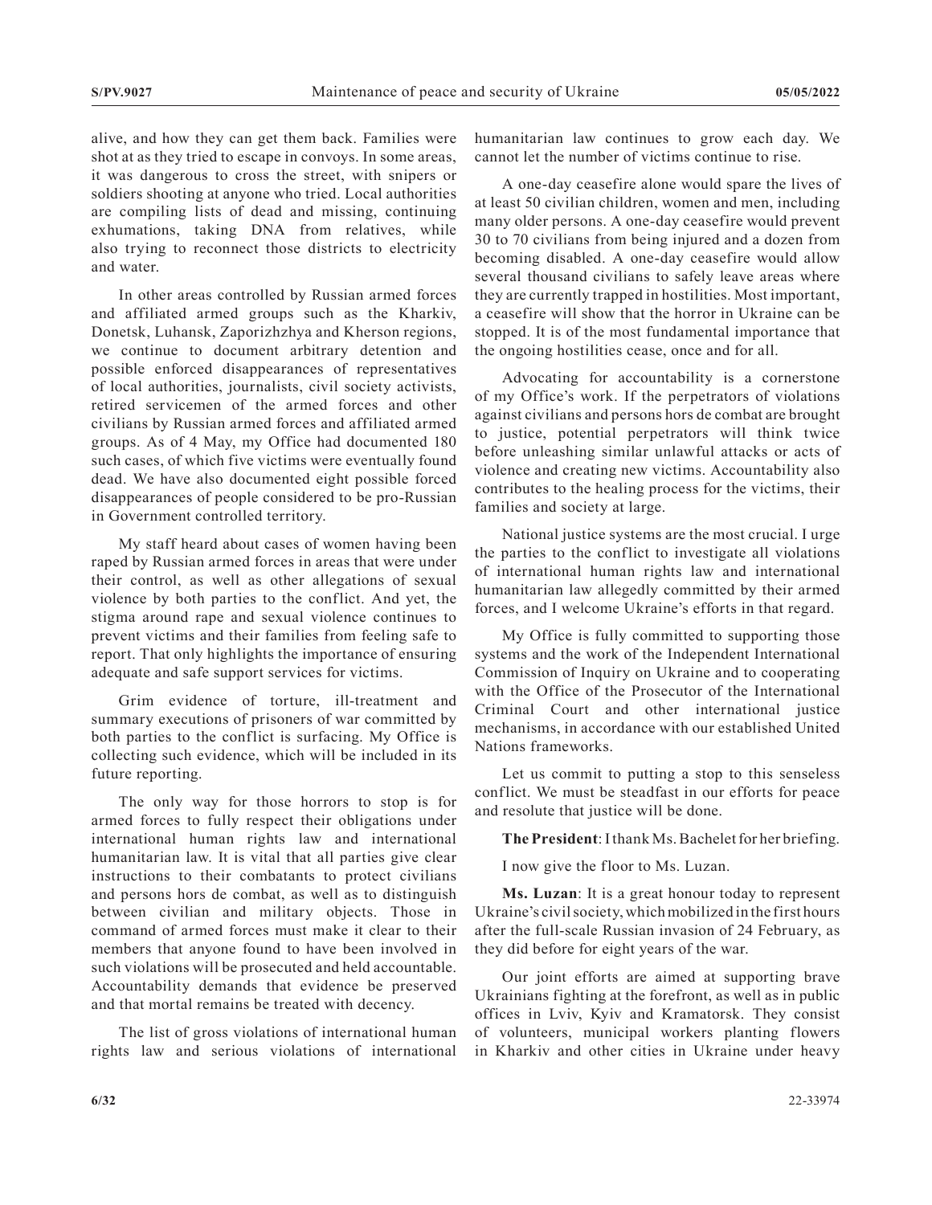alive, and how they can get them back. Families were shot at as they tried to escape in convoys. In some areas, it was dangerous to cross the street, with snipers or soldiers shooting at anyone who tried. Local authorities are compiling lists of dead and missing, continuing exhumations, taking DNA from relatives, while also trying to reconnect those districts to electricity and water.

In other areas controlled by Russian armed forces and affiliated armed groups such as the Kharkiv, Donetsk, Luhansk, Zaporizhzhya and Kherson regions, we continue to document arbitrary detention and possible enforced disappearances of representatives of local authorities, journalists, civil society activists, retired servicemen of the armed forces and other civilians by Russian armed forces and affiliated armed groups. As of 4 May, my Office had documented 180 such cases, of which five victims were eventually found dead. We have also documented eight possible forced disappearances of people considered to be pro-Russian in Government controlled territory.

My staff heard about cases of women having been raped by Russian armed forces in areas that were under their control, as well as other allegations of sexual violence by both parties to the conflict. And yet, the stigma around rape and sexual violence continues to prevent victims and their families from feeling safe to report. That only highlights the importance of ensuring adequate and safe support services for victims.

Grim evidence of torture, ill-treatment and summary executions of prisoners of war committed by both parties to the conflict is surfacing. My Office is collecting such evidence, which will be included in its future reporting.

The only way for those horrors to stop is for armed forces to fully respect their obligations under international human rights law and international humanitarian law. It is vital that all parties give clear instructions to their combatants to protect civilians and persons hors de combat, as well as to distinguish between civilian and military objects. Those in command of armed forces must make it clear to their members that anyone found to have been involved in such violations will be prosecuted and held accountable. Accountability demands that evidence be preserved and that mortal remains be treated with decency.

The list of gross violations of international human rights law and serious violations of international humanitarian law continues to grow each day. We cannot let the number of victims continue to rise.

A one-day ceasefire alone would spare the lives of at least 50 civilian children, women and men, including many older persons. A one-day ceasefire would prevent 30 to 70 civilians from being injured and a dozen from becoming disabled. A one-day ceasefire would allow several thousand civilians to safely leave areas where they are currently trapped in hostilities. Most important, a ceasefire will show that the horror in Ukraine can be stopped. It is of the most fundamental importance that the ongoing hostilities cease, once and for all.

Advocating for accountability is a cornerstone of my Office's work. If the perpetrators of violations against civilians and persons hors de combat are brought to justice, potential perpetrators will think twice before unleashing similar unlawful attacks or acts of violence and creating new victims. Accountability also contributes to the healing process for the victims, their families and society at large.

National justice systems are the most crucial. I urge the parties to the conflict to investigate all violations of international human rights law and international humanitarian law allegedly committed by their armed forces, and I welcome Ukraine's efforts in that regard.

My Office is fully committed to supporting those systems and the work of the Independent International Commission of Inquiry on Ukraine and to cooperating with the Office of the Prosecutor of the International Criminal Court and other international justice mechanisms, in accordance with our established United Nations frameworks.

Let us commit to putting a stop to this senseless conflict. We must be steadfast in our efforts for peace and resolute that justice will be done.

**The President**: I thank Ms. Bachelet for her briefing.

I now give the floor to Ms. Luzan.

**Ms. Luzan**: It is a great honour today to represent Ukraine's civil society, which mobilized in the first hours after the full-scale Russian invasion of 24 February, as they did before for eight years of the war.

Our joint efforts are aimed at supporting brave Ukrainians fighting at the forefront, as well as in public offices in Lviv, Kyiv and Kramatorsk. They consist of volunteers, municipal workers planting flowers in Kharkiv and other cities in Ukraine under heavy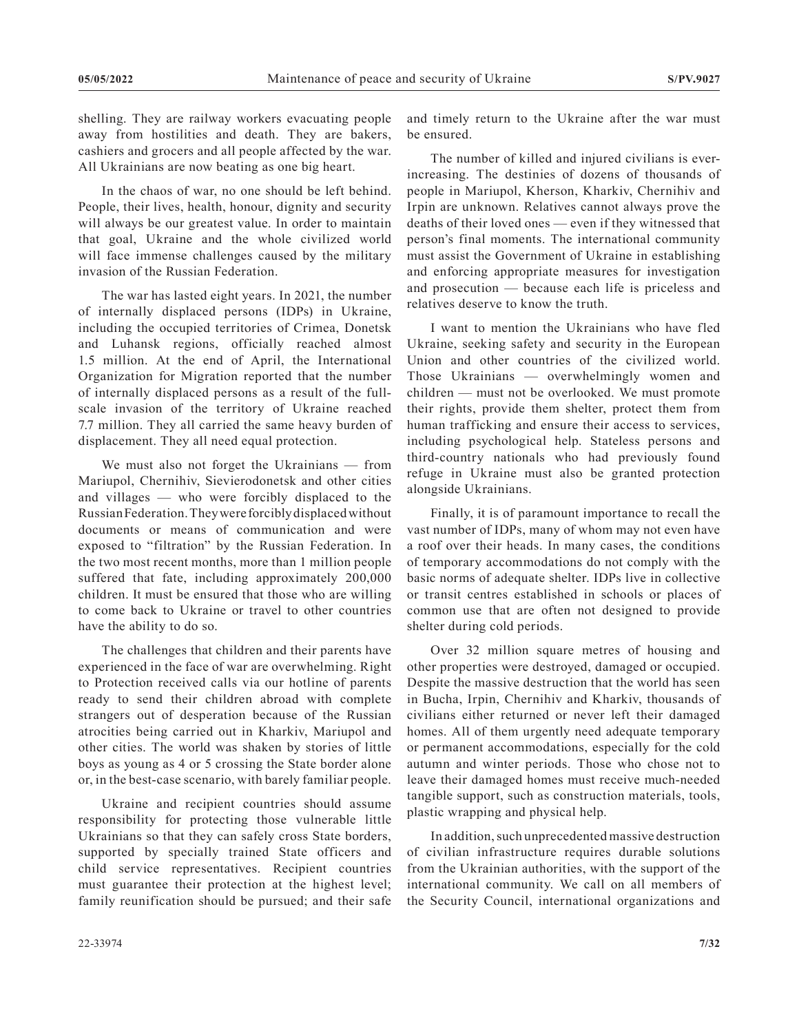shelling. They are railway workers evacuating people away from hostilities and death. They are bakers, cashiers and grocers and all people affected by the war. All Ukrainians are now beating as one big heart.

In the chaos of war, no one should be left behind. People, their lives, health, honour, dignity and security will always be our greatest value. In order to maintain that goal, Ukraine and the whole civilized world will face immense challenges caused by the military invasion of the Russian Federation.

The war has lasted eight years. In 2021, the number of internally displaced persons (IDPs) in Ukraine, including the occupied territories of Crimea, Donetsk and Luhansk regions, officially reached almost 1.5 million. At the end of April, the International Organization for Migration reported that the number of internally displaced persons as a result of the full-scale invasion of the territory of Ukraine reached 7.7 million. They all carried the same heavy burden of displacement. They all need equal protection.

We must also not forget the Ukrainians — from Mariupol, Chernihiv, Sievierodonetsk and other cities and villages — who were forcibly displaced to the Russian Federation. They were forcibly displaced without documents or means of communication and were exposed to "filtration" by the Russian Federation. In the two most recent months, more than 1 million people suffered that fate, including approximately 200,000 children. It must be ensured that those who are willing to come back to Ukraine or travel to other countries have the ability to do so.

The challenges that children and their parents have experienced in the face of war are overwhelming. Right to Protection received calls via our hotline of parents ready to send their children abroad with complete strangers out of desperation because of the Russian atrocities being carried out in Kharkiv, Mariupol and other cities. The world was shaken by stories of little boys as young as 4 or 5 crossing the State border alone or, in the best-case scenario, with barely familiar people.

Ukraine and recipient countries should assume responsibility for protecting those vulnerable little Ukrainians so that they can safely cross State borders, supported by specially trained State officers and child service representatives. Recipient countries must guarantee their protection at the highest level; family reunification should be pursued; and their safe and timely return to the Ukraine after the war must be ensured.

The number of killed and injured civilians is ever-increasing. The destinies of dozens of thousands of people in Mariupol, Kherson, Kharkiv, Chernihiv and Irpin are unknown. Relatives cannot always prove the deaths of their loved ones — even if they witnessed that person's final moments. The international community must assist the Government of Ukraine in establishing and enforcing appropriate measures for investigation and prosecution — because each life is priceless and relatives deserve to know the truth.

I want to mention the Ukrainians who have fled Ukraine, seeking safety and security in the European Union and other countries of the civilized world. Those Ukrainians — overwhelmingly women and children — must not be overlooked. We must promote their rights, provide them shelter, protect them from human trafficking and ensure their access to services, including psychological help. Stateless persons and third-country nationals who had previously found refuge in Ukraine must also be granted protection alongside Ukrainians.

Finally, it is of paramount importance to recall the vast number of IDPs, many of whom may not even have a roof over their heads. In many cases, the conditions of temporary accommodations do not comply with the basic norms of adequate shelter. IDPs live in collective or transit centres established in schools or places of common use that are often not designed to provide shelter during cold periods.

Over 32 million square metres of housing and other properties were destroyed, damaged or occupied. Despite the massive destruction that the world has seen in Bucha, Irpin, Chernihiv and Kharkiv, thousands of civilians either returned or never left their damaged homes. All of them urgently need adequate temporary or permanent accommodations, especially for the cold autumn and winter periods. Those who chose not to leave their damaged homes must receive much-needed tangible support, such as construction materials, tools, plastic wrapping and physical help.

In addition, such unprecedented massive destruction of civilian infrastructure requires durable solutions from the Ukrainian authorities, with the support of the international community. We call on all members of the Security Council, international organizations and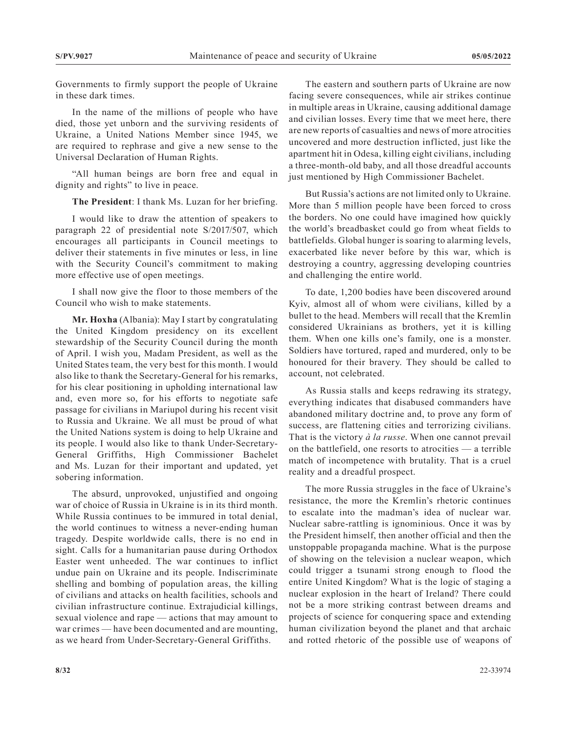Governments to firmly support the people of Ukraine in these dark times.

In the name of the millions of people who have died, those yet unborn and the surviving residents of Ukraine, a United Nations Member since 1945, we are required to rephrase and give a new sense to the Universal Declaration of Human Rights.

"All human beings are born free and equal in dignity and rights" to live in peace.

**The President**: I thank Ms. Luzan for her briefing.

I would like to draw the attention of speakers to paragraph 22 of presidential note S/2017/507, which encourages all participants in Council meetings to deliver their statements in five minutes or less, in line with the Security Council's commitment to making more effective use of open meetings.

I shall now give the floor to those members of the Council who wish to make statements.

**Mr. Hoxha** (Albania): May I start by congratulating the United Kingdom presidency on its excellent stewardship of the Security Council during the month of April. I wish you, Madam President, as well as the United States team, the very best for this month. I would also like to thank the Secretary-General for his remarks, for his clear positioning in upholding international law and, even more so, for his efforts to negotiate safe passage for civilians in Mariupol during his recent visit to Russia and Ukraine. We all must be proud of what the United Nations system is doing to help Ukraine and its people. I would also like to thank Under-Secretary-General Griffiths, High Commissioner Bachelet and Ms. Luzan for their important and updated, yet sobering information.

The absurd, unprovoked, unjustified and ongoing war of choice of Russia in Ukraine is in its third month. While Russia continues to be immured in total denial, the world continues to witness a never-ending human tragedy. Despite worldwide calls, there is no end in sight. Calls for a humanitarian pause during Orthodox Easter went unheeded. The war continues to inflict undue pain on Ukraine and its people. Indiscriminate shelling and bombing of population areas, the killing of civilians and attacks on health facilities, schools and civilian infrastructure continue. Extrajudicial killings, sexual violence and rape — actions that may amount to war crimes — have been documented and are mounting, as we heard from Under-Secretary-General Griffiths.

The eastern and southern parts of Ukraine are now facing severe consequences, while air strikes continue in multiple areas in Ukraine, causing additional damage and civilian losses. Every time that we meet here, there are new reports of casualties and news of more atrocities uncovered and more destruction inflicted, just like the apartment hit in Odesa, killing eight civilians, including a three-month-old baby, and all those dreadful accounts just mentioned by High Commissioner Bachelet.

But Russia's actions are not limited only to Ukraine. More than 5 million people have been forced to cross the borders. No one could have imagined how quickly the world's breadbasket could go from wheat fields to battlefields. Global hunger is soaring to alarming levels, exacerbated like never before by this war, which is destroying a country, aggressing developing countries and challenging the entire world.

To date, 1,200 bodies have been discovered around Kyiv, almost all of whom were civilians, killed by a bullet to the head. Members will recall that the Kremlin considered Ukrainians as brothers, yet it is killing them. When one kills one's family, one is a monster. Soldiers have tortured, raped and murdered, only to be honoured for their bravery. They should be called to account, not celebrated.

As Russia stalls and keeps redrawing its strategy, everything indicates that disabused commanders have abandoned military doctrine and, to prove any form of success, are flattening cities and terrorizing civilians. That is the victory *à la russe*. When one cannot prevail on the battlefield, one resorts to atrocities — a terrible match of incompetence with brutality. That is a cruel reality and a dreadful prospect.

The more Russia struggles in the face of Ukraine's resistance, the more the Kremlin's rhetoric continues to escalate into the madman's idea of nuclear war. Nuclear sabre-rattling is ignominious. Once it was by the President himself, then another official and then the unstoppable propaganda machine. What is the purpose of showing on the television a nuclear weapon, which could trigger a tsunami strong enough to flood the entire United Kingdom? What is the logic of staging a nuclear explosion in the heart of Ireland? There could not be a more striking contrast between dreams and projects of science for conquering space and extending human civilization beyond the planet and that archaic and rotted rhetoric of the possible use of weapons of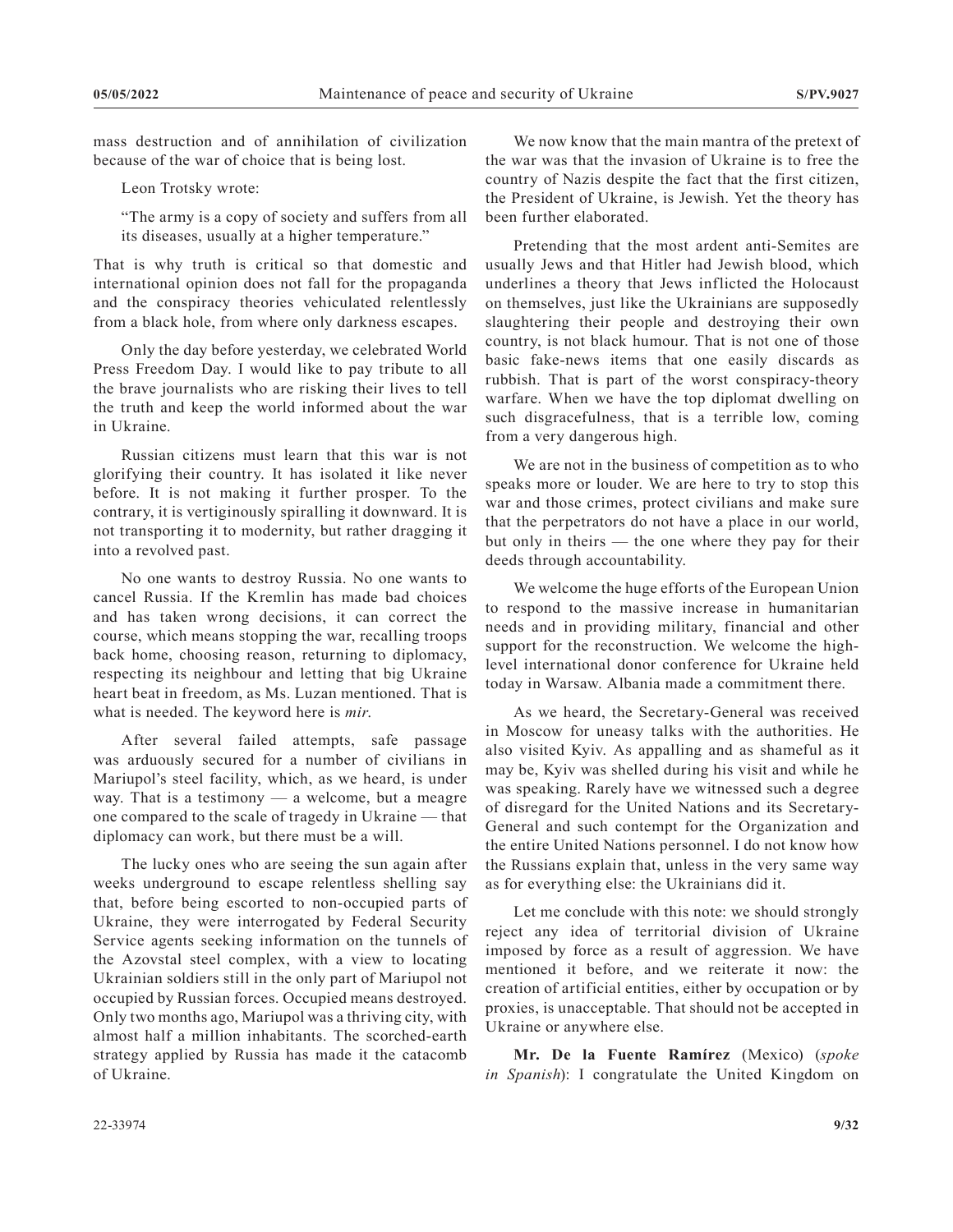mass destruction and of annihilation of civilization because of the war of choice that is being lost.

Leon Trotsky wrote:

> "The army is a copy of society and suffers from all its diseases, usually at a higher temperature."

That is why truth is critical so that domestic and international opinion does not fall for the propaganda and the conspiracy theories vehiculated relentlessly from a black hole, from where only darkness escapes.

Only the day before yesterday, we celebrated World Press Freedom Day. I would like to pay tribute to all the brave journalists who are risking their lives to tell the truth and keep the world informed about the war in Ukraine.

Russian citizens must learn that this war is not glorifying their country. It has isolated it like never before. It is not making it further prosper. To the contrary, it is vertiginously spiralling it downward. It is not transporting it to modernity, but rather dragging it into a revolved past.

No one wants to destroy Russia. No one wants to cancel Russia. If the Kremlin has made bad choices and has taken wrong decisions, it can correct the course, which means stopping the war, recalling troops back home, choosing reason, returning to diplomacy, respecting its neighbour and letting that big Ukraine heart beat in freedom, as Ms. Luzan mentioned. That is what is needed. The keyword here is *mir*.

After several failed attempts, safe passage was arduously secured for a number of civilians in Mariupol's steel facility, which, as we heard, is under way. That is a testimony — a welcome, but a meagre one compared to the scale of tragedy in Ukraine — that diplomacy can work, but there must be a will.

The lucky ones who are seeing the sun again after weeks underground to escape relentless shelling say that, before being escorted to non-occupied parts of Ukraine, they were interrogated by Federal Security Service agents seeking information on the tunnels of the Azovstal steel complex, with a view to locating Ukrainian soldiers still in the only part of Mariupol not occupied by Russian forces. Occupied means destroyed. Only two months ago, Mariupol was a thriving city, with almost half a million inhabitants. The scorched-earth strategy applied by Russia has made it the catacomb of Ukraine.

We now know that the main mantra of the pretext of the war was that the invasion of Ukraine is to free the country of Nazis despite the fact that the first citizen, the President of Ukraine, is Jewish. Yet the theory has been further elaborated.

Pretending that the most ardent anti-Semites are usually Jews and that Hitler had Jewish blood, which underlines a theory that Jews inflicted the Holocaust on themselves, just like the Ukrainians are supposedly slaughtering their people and destroying their own country, is not black humour. That is not one of those basic fake-news items that one easily discards as rubbish. That is part of the worst conspiracy-theory warfare. When we have the top diplomat dwelling on such disgracefulness, that is a terrible low, coming from a very dangerous high.

We are not in the business of competition as to who speaks more or louder. We are here to try to stop this war and those crimes, protect civilians and make sure that the perpetrators do not have a place in our world, but only in theirs — the one where they pay for their deeds through accountability.

We welcome the huge efforts of the European Union to respond to the massive increase in humanitarian needs and in providing military, financial and other support for the reconstruction. We welcome the high-level international donor conference for Ukraine held today in Warsaw. Albania made a commitment there.

As we heard, the Secretary-General was received in Moscow for uneasy talks with the authorities. He also visited Kyiv. As appalling and as shameful as it may be, Kyiv was shelled during his visit and while he was speaking. Rarely have we witnessed such a degree of disregard for the United Nations and its Secretary-General and such contempt for the Organization and the entire United Nations personnel. I do not know how the Russians explain that, unless in the very same way as for everything else: the Ukrainians did it.

Let me conclude with this note: we should strongly reject any idea of territorial division of Ukraine imposed by force as a result of aggression. We have mentioned it before, and we reiterate it now: the creation of artificial entities, either by occupation or by proxies, is unacceptable. That should not be accepted in Ukraine or anywhere else.

**Mr. De la Fuente Ramírez** (Mexico) (*spoke in Spanish*): I congratulate the United Kingdom on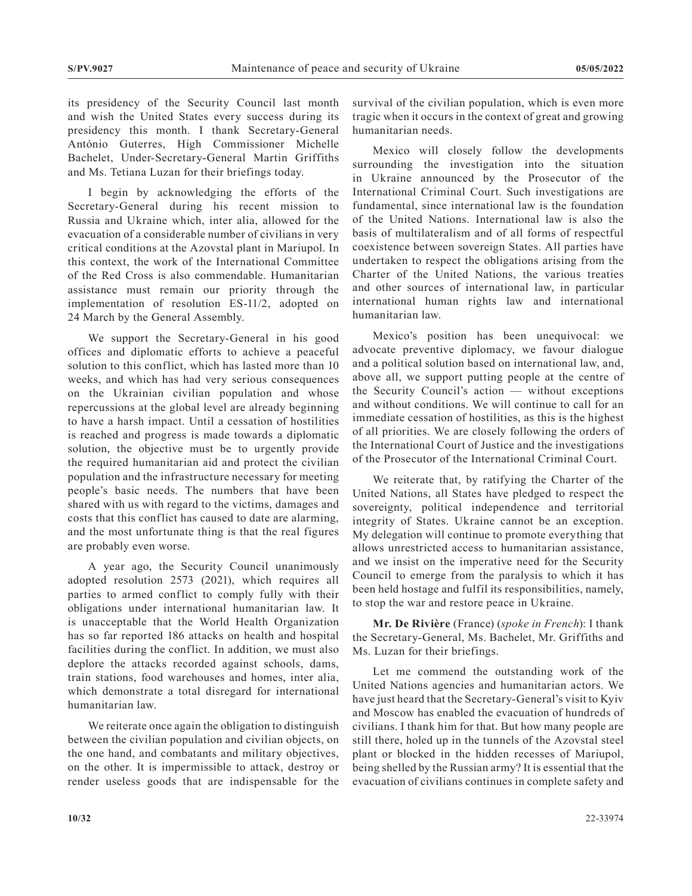its presidency of the Security Council last month and wish the United States every success during its presidency this month. I thank Secretary-General António Guterres, High Commissioner Michelle Bachelet, Under-Secretary-General Martin Griffiths and Ms. Tetiana Luzan for their briefings today.

I begin by acknowledging the efforts of the Secretary-General during his recent mission to Russia and Ukraine which, inter alia, allowed for the evacuation of a considerable number of civilians in very critical conditions at the Azovstal plant in Mariupol. In this context, the work of the International Committee of the Red Cross is also commendable. Humanitarian assistance must remain our priority through the implementation of resolution ES-11/2, adopted on 24 March by the General Assembly.

We support the Secretary-General in his good offices and diplomatic efforts to achieve a peaceful solution to this conflict, which has lasted more than 10 weeks, and which has had very serious consequences on the Ukrainian civilian population and whose repercussions at the global level are already beginning to have a harsh impact. Until a cessation of hostilities is reached and progress is made towards a diplomatic solution, the objective must be to urgently provide the required humanitarian aid and protect the civilian population and the infrastructure necessary for meeting people's basic needs. The numbers that have been shared with us with regard to the victims, damages and costs that this conflict has caused to date are alarming, and the most unfortunate thing is that the real figures are probably even worse.

A year ago, the Security Council unanimously adopted resolution 2573 (2021), which requires all parties to armed conflict to comply fully with their obligations under international humanitarian law. It is unacceptable that the World Health Organization has so far reported 186 attacks on health and hospital facilities during the conflict. In addition, we must also deplore the attacks recorded against schools, dams, train stations, food warehouses and homes, inter alia, which demonstrate a total disregard for international humanitarian law.

We reiterate once again the obligation to distinguish between the civilian population and civilian objects, on the one hand, and combatants and military objectives, on the other. It is impermissible to attack, destroy or render useless goods that are indispensable for the survival of the civilian population, which is even more tragic when it occurs in the context of great and growing humanitarian needs.

Mexico will closely follow the developments surrounding the investigation into the situation in Ukraine announced by the Prosecutor of the International Criminal Court. Such investigations are fundamental, since international law is the foundation of the United Nations. International law is also the basis of multilateralism and of all forms of respectful coexistence between sovereign States. All parties have undertaken to respect the obligations arising from the Charter of the United Nations, the various treaties and other sources of international law, in particular international human rights law and international humanitarian law.

Mexico's position has been unequivocal: we advocate preventive diplomacy, we favour dialogue and a political solution based on international law, and, above all, we support putting people at the centre of the Security Council's action — without exceptions and without conditions. We will continue to call for an immediate cessation of hostilities, as this is the highest of all priorities. We are closely following the orders of the International Court of Justice and the investigations of the Prosecutor of the International Criminal Court.

We reiterate that, by ratifying the Charter of the United Nations, all States have pledged to respect the sovereignty, political independence and territorial integrity of States. Ukraine cannot be an exception. My delegation will continue to promote everything that allows unrestricted access to humanitarian assistance, and we insist on the imperative need for the Security Council to emerge from the paralysis to which it has been held hostage and fulfil its responsibilities, namely, to stop the war and restore peace in Ukraine.

**Mr. De Rivière** (France) (*spoke in French*): I thank the Secretary-General, Ms. Bachelet, Mr. Griffiths and Ms. Luzan for their briefings.

Let me commend the outstanding work of the United Nations agencies and humanitarian actors. We have just heard that the Secretary-General's visit to Kyiv and Moscow has enabled the evacuation of hundreds of civilians. I thank him for that. But how many people are still there, holed up in the tunnels of the Azovstal steel plant or blocked in the hidden recesses of Mariupol, being shelled by the Russian army? It is essential that the evacuation of civilians continues in complete safety and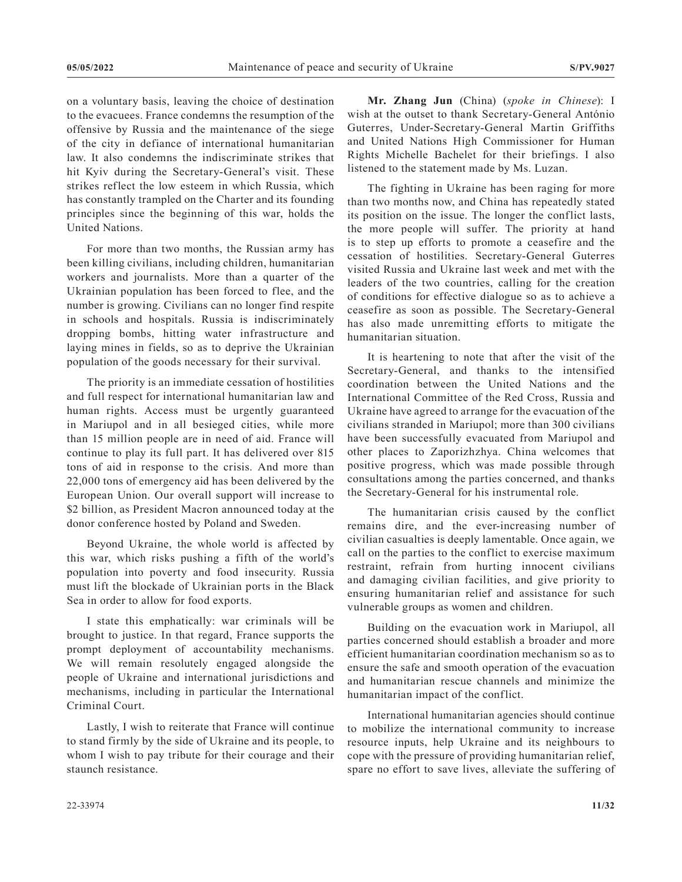on a voluntary basis, leaving the choice of destination to the evacuees. France condemns the resumption of the offensive by Russia and the maintenance of the siege of the city in defiance of international humanitarian law. It also condemns the indiscriminate strikes that hit Kyiv during the Secretary-General's visit. These strikes reflect the low esteem in which Russia, which has constantly trampled on the Charter and its founding principles since the beginning of this war, holds the United Nations.

For more than two months, the Russian army has been killing civilians, including children, humanitarian workers and journalists. More than a quarter of the Ukrainian population has been forced to flee, and the number is growing. Civilians can no longer find respite in schools and hospitals. Russia is indiscriminately dropping bombs, hitting water infrastructure and laying mines in fields, so as to deprive the Ukrainian population of the goods necessary for their survival.

The priority is an immediate cessation of hostilities and full respect for international humanitarian law and human rights. Access must be urgently guaranteed in Mariupol and in all besieged cities, while more than 15 million people are in need of aid. France will continue to play its full part. It has delivered over 815 tons of aid in response to the crisis. And more than 22,000 tons of emergency aid has been delivered by the European Union. Our overall support will increase to \$2 billion, as President Macron announced today at the donor conference hosted by Poland and Sweden.

Beyond Ukraine, the whole world is affected by this war, which risks pushing a fifth of the world's population into poverty and food insecurity. Russia must lift the blockade of Ukrainian ports in the Black Sea in order to allow for food exports.

I state this emphatically: war criminals will be brought to justice. In that regard, France supports the prompt deployment of accountability mechanisms. We will remain resolutely engaged alongside the people of Ukraine and international jurisdictions and mechanisms, including in particular the International Criminal Court.

Lastly, I wish to reiterate that France will continue to stand firmly by the side of Ukraine and its people, to whom I wish to pay tribute for their courage and their staunch resistance.

**Mr. Zhang Jun** (China) (*spoke in Chinese*): I wish at the outset to thank Secretary-General António Guterres, Under-Secretary-General Martin Griffiths and United Nations High Commissioner for Human Rights Michelle Bachelet for their briefings. I also listened to the statement made by Ms. Luzan.

The fighting in Ukraine has been raging for more than two months now, and China has repeatedly stated its position on the issue. The longer the conflict lasts, the more people will suffer. The priority at hand is to step up efforts to promote a ceasefire and the cessation of hostilities. Secretary-General Guterres visited Russia and Ukraine last week and met with the leaders of the two countries, calling for the creation of conditions for effective dialogue so as to achieve a ceasefire as soon as possible. The Secretary-General has also made unremitting efforts to mitigate the humanitarian situation.

It is heartening to note that after the visit of the Secretary-General, and thanks to the intensified coordination between the United Nations and the International Committee of the Red Cross, Russia and Ukraine have agreed to arrange for the evacuation of the civilians stranded in Mariupol; more than 300 civilians have been successfully evacuated from Mariupol and other places to Zaporizhzhya. China welcomes that positive progress, which was made possible through consultations among the parties concerned, and thanks the Secretary-General for his instrumental role.

The humanitarian crisis caused by the conflict remains dire, and the ever-increasing number of civilian casualties is deeply lamentable. Once again, we call on the parties to the conflict to exercise maximum restraint, refrain from hurting innocent civilians and damaging civilian facilities, and give priority to ensuring humanitarian relief and assistance for such vulnerable groups as women and children.

Building on the evacuation work in Mariupol, all parties concerned should establish a broader and more efficient humanitarian coordination mechanism so as to ensure the safe and smooth operation of the evacuation and humanitarian rescue channels and minimize the humanitarian impact of the conflict.

International humanitarian agencies should continue to mobilize the international community to increase resource inputs, help Ukraine and its neighbours to cope with the pressure of providing humanitarian relief, spare no effort to save lives, alleviate the suffering of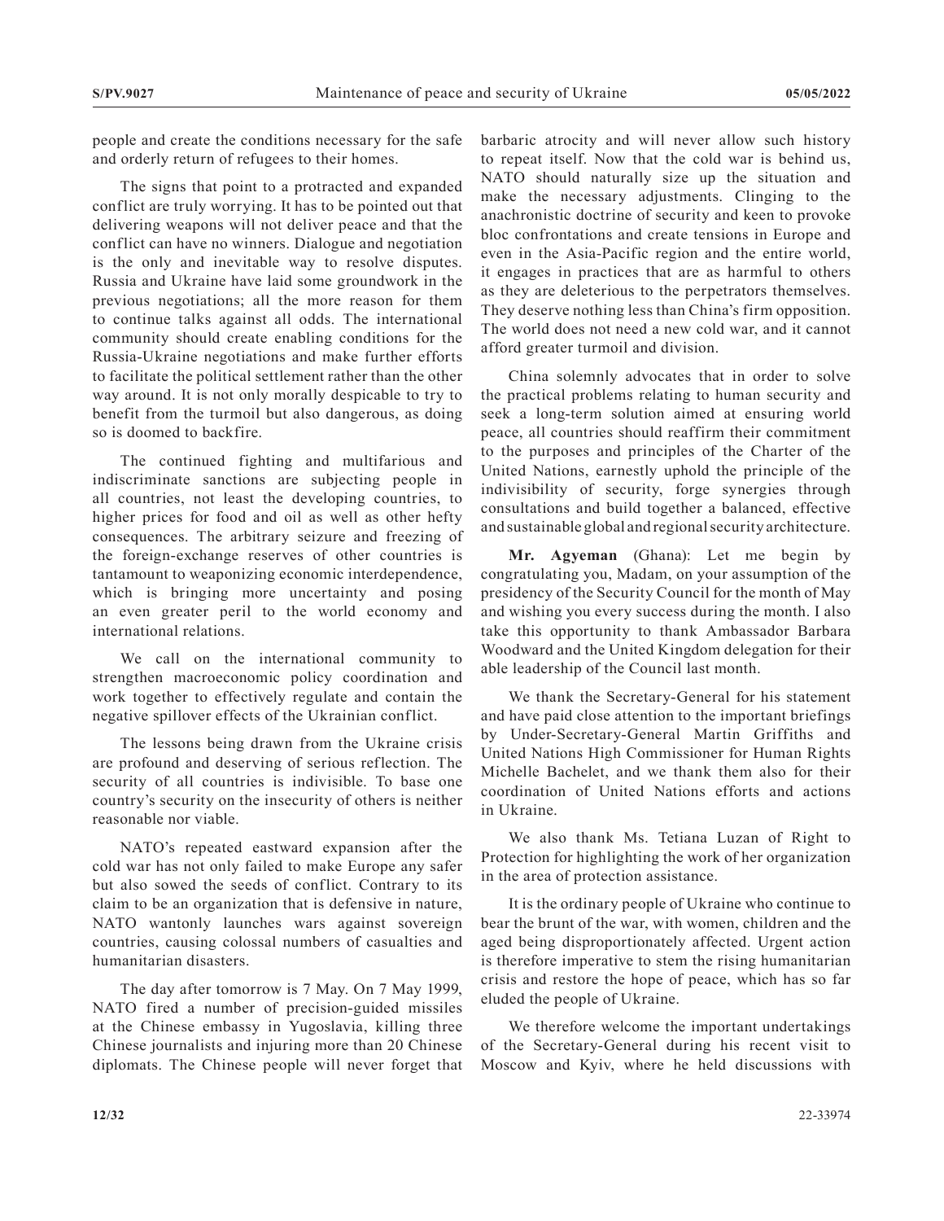people and create the conditions necessary for the safe and orderly return of refugees to their homes.

The signs that point to a protracted and expanded conflict are truly worrying. It has to be pointed out that delivering weapons will not deliver peace and that the conflict can have no winners. Dialogue and negotiation is the only and inevitable way to resolve disputes. Russia and Ukraine have laid some groundwork in the previous negotiations; all the more reason for them to continue talks against all odds. The international community should create enabling conditions for the Russia-Ukraine negotiations and make further efforts to facilitate the political settlement rather than the other way around. It is not only morally despicable to try to benefit from the turmoil but also dangerous, as doing so is doomed to backfire.

The continued fighting and multifarious and indiscriminate sanctions are subjecting people in all countries, not least the developing countries, to higher prices for food and oil as well as other hefty consequences. The arbitrary seizure and freezing of the foreign-exchange reserves of other countries is tantamount to weaponizing economic interdependence, which is bringing more uncertainty and posing an even greater peril to the world economy and international relations.

We call on the international community to strengthen macroeconomic policy coordination and work together to effectively regulate and contain the negative spillover effects of the Ukrainian conflict.

The lessons being drawn from the Ukraine crisis are profound and deserving of serious reflection. The security of all countries is indivisible. To base one country's security on the insecurity of others is neither reasonable nor viable.

NATO's repeated eastward expansion after the cold war has not only failed to make Europe any safer but also sowed the seeds of conflict. Contrary to its claim to be an organization that is defensive in nature, NATO wantonly launches wars against sovereign countries, causing colossal numbers of casualties and humanitarian disasters.

The day after tomorrow is 7 May. On 7 May 1999, NATO fired a number of precision-guided missiles at the Chinese embassy in Yugoslavia, killing three Chinese journalists and injuring more than 20 Chinese diplomats. The Chinese people will never forget that barbaric atrocity and will never allow such history to repeat itself. Now that the cold war is behind us, NATO should naturally size up the situation and make the necessary adjustments. Clinging to the anachronistic doctrine of security and keen to provoke bloc confrontations and create tensions in Europe and even in the Asia-Pacific region and the entire world, it engages in practices that are as harmful to others as they are deleterious to the perpetrators themselves. They deserve nothing less than China's firm opposition. The world does not need a new cold war, and it cannot afford greater turmoil and division.

China solemnly advocates that in order to solve the practical problems relating to human security and seek a long-term solution aimed at ensuring world peace, all countries should reaffirm their commitment to the purposes and principles of the Charter of the United Nations, earnestly uphold the principle of the indivisibility of security, forge synergies through consultations and build together a balanced, effective and sustainable global and regional security architecture.

**Mr. Agyeman** (Ghana): Let me begin by congratulating you, Madam, on your assumption of the presidency of the Security Council for the month of May and wishing you every success during the month. I also take this opportunity to thank Ambassador Barbara Woodward and the United Kingdom delegation for their able leadership of the Council last month.

We thank the Secretary-General for his statement and have paid close attention to the important briefings by Under-Secretary-General Martin Griffiths and United Nations High Commissioner for Human Rights Michelle Bachelet, and we thank them also for their coordination of United Nations efforts and actions in Ukraine.

We also thank Ms. Tetiana Luzan of Right to Protection for highlighting the work of her organization in the area of protection assistance.

It is the ordinary people of Ukraine who continue to bear the brunt of the war, with women, children and the aged being disproportionately affected. Urgent action is therefore imperative to stem the rising humanitarian crisis and restore the hope of peace, which has so far eluded the people of Ukraine.

We therefore welcome the important undertakings of the Secretary-General during his recent visit to Moscow and Kyiv, where he held discussions with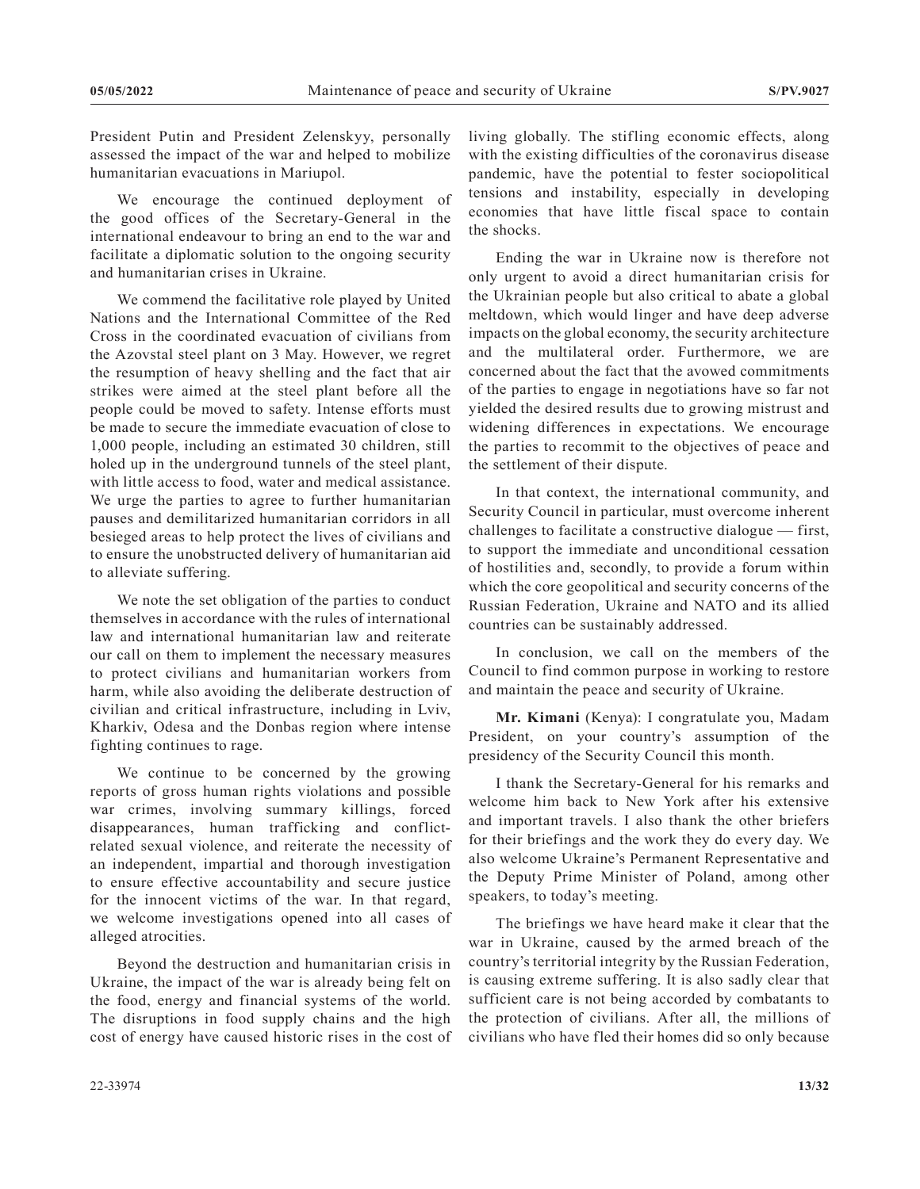President Putin and President Zelenskyy, personally assessed the impact of the war and helped to mobilize humanitarian evacuations in Mariupol.

We encourage the continued deployment of the good offices of the Secretary-General in the international endeavour to bring an end to the war and facilitate a diplomatic solution to the ongoing security and humanitarian crises in Ukraine.

We commend the facilitative role played by United Nations and the International Committee of the Red Cross in the coordinated evacuation of civilians from the Azovstal steel plant on 3 May. However, we regret the resumption of heavy shelling and the fact that air strikes were aimed at the steel plant before all the people could be moved to safety. Intense efforts must be made to secure the immediate evacuation of close to 1,000 people, including an estimated 30 children, still holed up in the underground tunnels of the steel plant, with little access to food, water and medical assistance. We urge the parties to agree to further humanitarian pauses and demilitarized humanitarian corridors in all besieged areas to help protect the lives of civilians and to ensure the unobstructed delivery of humanitarian aid to alleviate suffering.

We note the set obligation of the parties to conduct themselves in accordance with the rules of international law and international humanitarian law and reiterate our call on them to implement the necessary measures to protect civilians and humanitarian workers from harm, while also avoiding the deliberate destruction of civilian and critical infrastructure, including in Lviv, Kharkiv, Odesa and the Donbas region where intense fighting continues to rage.

We continue to be concerned by the growing reports of gross human rights violations and possible war crimes, involving summary killings, forced disappearances, human trafficking and conflict-related sexual violence, and reiterate the necessity of an independent, impartial and thorough investigation to ensure effective accountability and secure justice for the innocent victims of the war. In that regard, we welcome investigations opened into all cases of alleged atrocities.

Beyond the destruction and humanitarian crisis in Ukraine, the impact of the war is already being felt on the food, energy and financial systems of the world. The disruptions in food supply chains and the high cost of energy have caused historic rises in the cost of living globally. The stifling economic effects, along with the existing difficulties of the coronavirus disease pandemic, have the potential to fester sociopolitical tensions and instability, especially in developing economies that have little fiscal space to contain the shocks.

Ending the war in Ukraine now is therefore not only urgent to avoid a direct humanitarian crisis for the Ukrainian people but also critical to abate a global meltdown, which would linger and have deep adverse impacts on the global economy, the security architecture and the multilateral order. Furthermore, we are concerned about the fact that the avowed commitments of the parties to engage in negotiations have so far not yielded the desired results due to growing mistrust and widening differences in expectations. We encourage the parties to recommit to the objectives of peace and the settlement of their dispute.

In that context, the international community, and Security Council in particular, must overcome inherent challenges to facilitate a constructive dialogue — first, to support the immediate and unconditional cessation of hostilities and, secondly, to provide a forum within which the core geopolitical and security concerns of the Russian Federation, Ukraine and NATO and its allied countries can be sustainably addressed.

In conclusion, we call on the members of the Council to find common purpose in working to restore and maintain the peace and security of Ukraine.

**Mr. Kimani** (Kenya): I congratulate you, Madam President, on your country's assumption of the presidency of the Security Council this month.

I thank the Secretary-General for his remarks and welcome him back to New York after his extensive and important travels. I also thank the other briefers for their briefings and the work they do every day. We also welcome Ukraine's Permanent Representative and the Deputy Prime Minister of Poland, among other speakers, to today's meeting.

The briefings we have heard make it clear that the war in Ukraine, caused by the armed breach of the country's territorial integrity by the Russian Federation, is causing extreme suffering. It is also sadly clear that sufficient care is not being accorded by combatants to the protection of civilians. After all, the millions of civilians who have fled their homes did so only because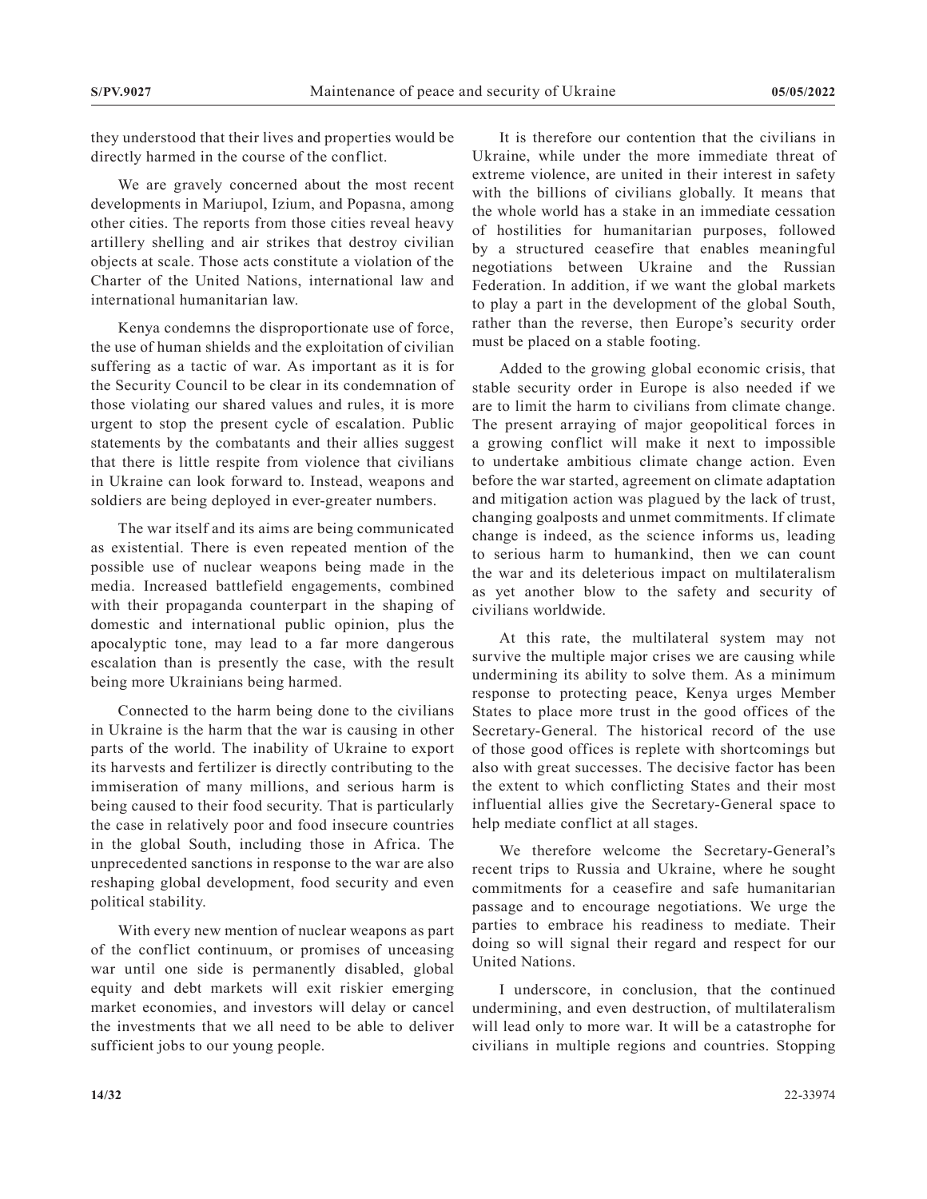they understood that their lives and properties would be directly harmed in the course of the conflict.

We are gravely concerned about the most recent developments in Mariupol, Izium, and Popasna, among other cities. The reports from those cities reveal heavy artillery shelling and air strikes that destroy civilian objects at scale. Those acts constitute a violation of the Charter of the United Nations, international law and international humanitarian law.

Kenya condemns the disproportionate use of force, the use of human shields and the exploitation of civilian suffering as a tactic of war. As important as it is for the Security Council to be clear in its condemnation of those violating our shared values and rules, it is more urgent to stop the present cycle of escalation. Public statements by the combatants and their allies suggest that there is little respite from violence that civilians in Ukraine can look forward to. Instead, weapons and soldiers are being deployed in ever-greater numbers.

The war itself and its aims are being communicated as existential. There is even repeated mention of the possible use of nuclear weapons being made in the media. Increased battlefield engagements, combined with their propaganda counterpart in the shaping of domestic and international public opinion, plus the apocalyptic tone, may lead to a far more dangerous escalation than is presently the case, with the result being more Ukrainians being harmed.

Connected to the harm being done to the civilians in Ukraine is the harm that the war is causing in other parts of the world. The inability of Ukraine to export its harvests and fertilizer is directly contributing to the immiseration of many millions, and serious harm is being caused to their food security. That is particularly the case in relatively poor and food insecure countries in the global South, including those in Africa. The unprecedented sanctions in response to the war are also reshaping global development, food security and even political stability.

With every new mention of nuclear weapons as part of the conflict continuum, or promises of unceasing war until one side is permanently disabled, global equity and debt markets will exit riskier emerging market economies, and investors will delay or cancel the investments that we all need to be able to deliver sufficient jobs to our young people.

It is therefore our contention that the civilians in Ukraine, while under the more immediate threat of extreme violence, are united in their interest in safety with the billions of civilians globally. It means that the whole world has a stake in an immediate cessation of hostilities for humanitarian purposes, followed by a structured ceasefire that enables meaningful negotiations between Ukraine and the Russian Federation. In addition, if we want the global markets to play a part in the development of the global South, rather than the reverse, then Europe's security order must be placed on a stable footing.

Added to the growing global economic crisis, that stable security order in Europe is also needed if we are to limit the harm to civilians from climate change. The present arraying of major geopolitical forces in a growing conflict will make it next to impossible to undertake ambitious climate change action. Even before the war started, agreement on climate adaptation and mitigation action was plagued by the lack of trust, changing goalposts and unmet commitments. If climate change is indeed, as the science informs us, leading to serious harm to humankind, then we can count the war and its deleterious impact on multilateralism as yet another blow to the safety and security of civilians worldwide.

At this rate, the multilateral system may not survive the multiple major crises we are causing while undermining its ability to solve them. As a minimum response to protecting peace, Kenya urges Member States to place more trust in the good offices of the Secretary-General. The historical record of the use of those good offices is replete with shortcomings but also with great successes. The decisive factor has been the extent to which conflicting States and their most influential allies give the Secretary-General space to help mediate conflict at all stages.

We therefore welcome the Secretary-General's recent trips to Russia and Ukraine, where he sought commitments for a ceasefire and safe humanitarian passage and to encourage negotiations. We urge the parties to embrace his readiness to mediate. Their doing so will signal their regard and respect for our United Nations.

I underscore, in conclusion, that the continued undermining, and even destruction, of multilateralism will lead only to more war. It will be a catastrophe for civilians in multiple regions and countries. Stopping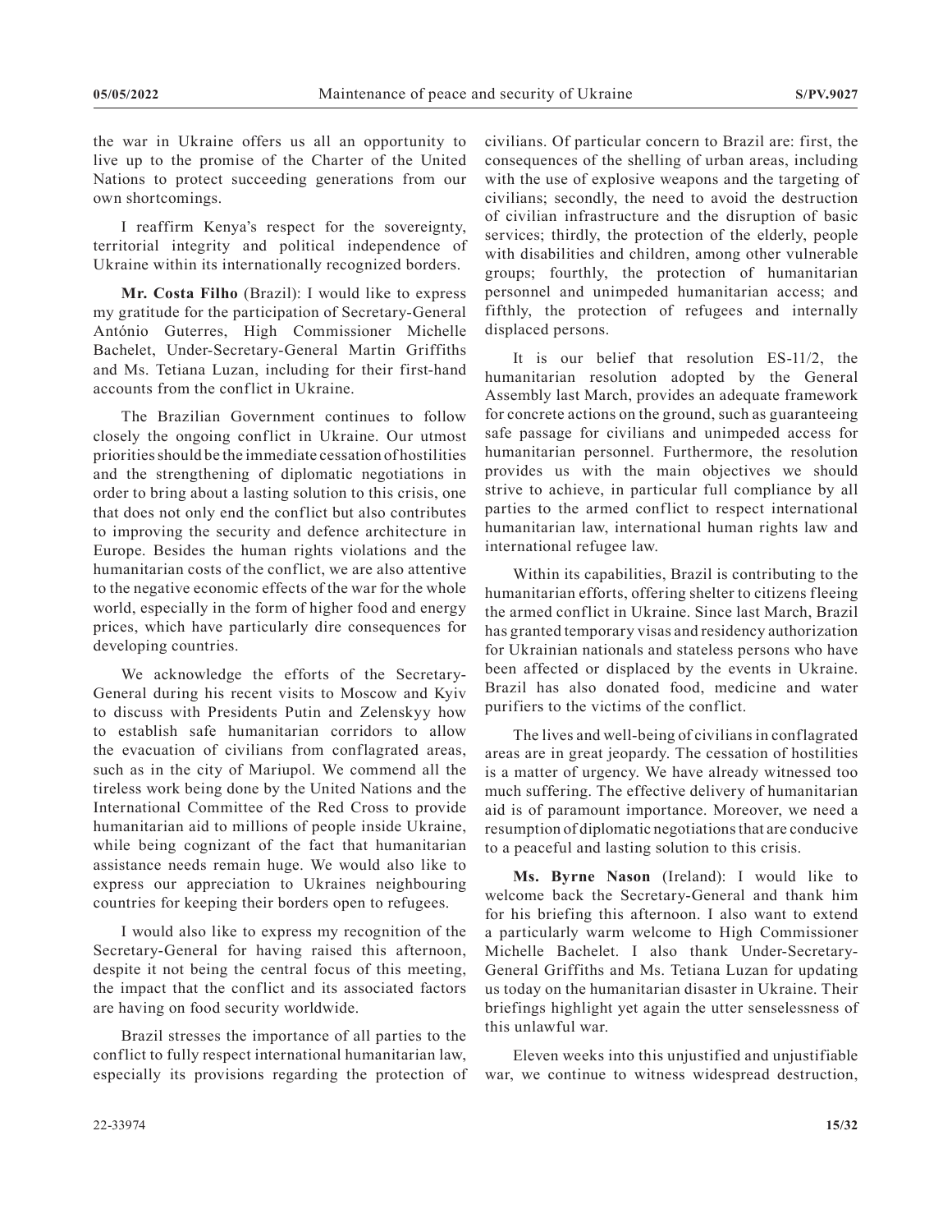the war in Ukraine offers us all an opportunity to live up to the promise of the Charter of the United Nations to protect succeeding generations from our own shortcomings.

I reaffirm Kenya's respect for the sovereignty, territorial integrity and political independence of Ukraine within its internationally recognized borders.

**Mr. Costa Filho** (Brazil): I would like to express my gratitude for the participation of Secretary-General António Guterres, High Commissioner Michelle Bachelet, Under-Secretary-General Martin Griffiths and Ms. Tetiana Luzan, including for their first-hand accounts from the conflict in Ukraine.

The Brazilian Government continues to follow closely the ongoing conflict in Ukraine. Our utmost priorities should be the immediate cessation of hostilities and the strengthening of diplomatic negotiations in order to bring about a lasting solution to this crisis, one that does not only end the conflict but also contributes to improving the security and defence architecture in Europe. Besides the human rights violations and the humanitarian costs of the conflict, we are also attentive to the negative economic effects of the war for the whole world, especially in the form of higher food and energy prices, which have particularly dire consequences for developing countries.

We acknowledge the efforts of the Secretary-General during his recent visits to Moscow and Kyiv to discuss with Presidents Putin and Zelenskyy how to establish safe humanitarian corridors to allow the evacuation of civilians from conflagrated areas, such as in the city of Mariupol. We commend all the tireless work being done by the United Nations and the International Committee of the Red Cross to provide humanitarian aid to millions of people inside Ukraine, while being cognizant of the fact that humanitarian assistance needs remain huge. We would also like to express our appreciation to Ukraines neighbouring countries for keeping their borders open to refugees.

I would also like to express my recognition of the Secretary-General for having raised this afternoon, despite it not being the central focus of this meeting, the impact that the conflict and its associated factors are having on food security worldwide.

Brazil stresses the importance of all parties to the conflict to fully respect international humanitarian law, especially its provisions regarding the protection of civilians. Of particular concern to Brazil are: first, the consequences of the shelling of urban areas, including with the use of explosive weapons and the targeting of civilians; secondly, the need to avoid the destruction of civilian infrastructure and the disruption of basic services; thirdly, the protection of the elderly, people with disabilities and children, among other vulnerable groups; fourthly, the protection of humanitarian personnel and unimpeded humanitarian access; and fifthly, the protection of refugees and internally displaced persons.

It is our belief that resolution ES-11/2, the humanitarian resolution adopted by the General Assembly last March, provides an adequate framework for concrete actions on the ground, such as guaranteeing safe passage for civilians and unimpeded access for humanitarian personnel. Furthermore, the resolution provides us with the main objectives we should strive to achieve, in particular full compliance by all parties to the armed conflict to respect international humanitarian law, international human rights law and international refugee law.

Within its capabilities, Brazil is contributing to the humanitarian efforts, offering shelter to citizens fleeing the armed conflict in Ukraine. Since last March, Brazil has granted temporary visas and residency authorization for Ukrainian nationals and stateless persons who have been affected or displaced by the events in Ukraine. Brazil has also donated food, medicine and water purifiers to the victims of the conflict.

The lives and well-being of civilians in conflagrated areas are in great jeopardy. The cessation of hostilities is a matter of urgency. We have already witnessed too much suffering. The effective delivery of humanitarian aid is of paramount importance. Moreover, we need a resumption of diplomatic negotiations that are conducive to a peaceful and lasting solution to this crisis.

**Ms. Byrne Nason** (Ireland): I would like to welcome back the Secretary-General and thank him for his briefing this afternoon. I also want to extend a particularly warm welcome to High Commissioner Michelle Bachelet. I also thank Under-Secretary-General Griffiths and Ms. Tetiana Luzan for updating us today on the humanitarian disaster in Ukraine. Their briefings highlight yet again the utter senselessness of this unlawful war.

Eleven weeks into this unjustified and unjustifiable war, we continue to witness widespread destruction,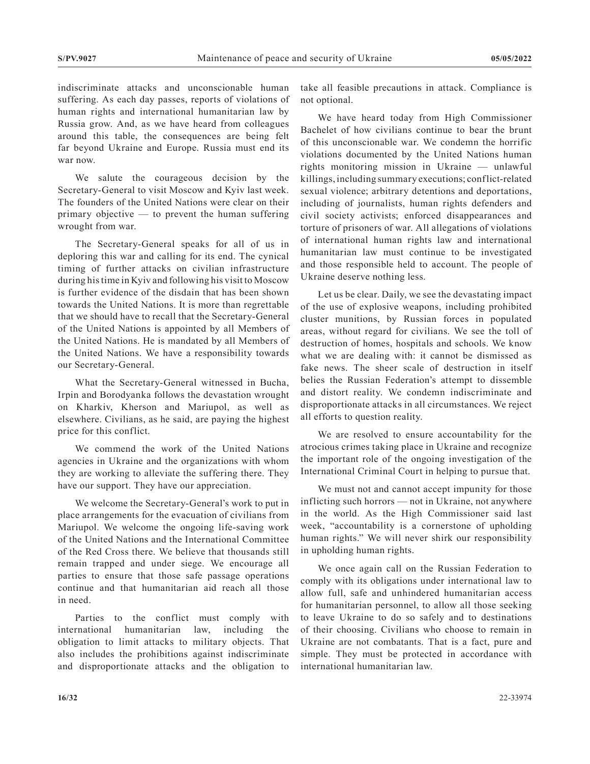indiscriminate attacks and unconscionable human suffering. As each day passes, reports of violations of human rights and international humanitarian law by Russia grow. And, as we have heard from colleagues around this table, the consequences are being felt far beyond Ukraine and Europe. Russia must end its war now.

We salute the courageous decision by the Secretary-General to visit Moscow and Kyiv last week. The founders of the United Nations were clear on their primary objective — to prevent the human suffering wrought from war.

The Secretary-General speaks for all of us in deploring this war and calling for its end. The cynical timing of further attacks on civilian infrastructure during his time in Kyiv and following his visit to Moscow is further evidence of the disdain that has been shown towards the United Nations. It is more than regrettable that we should have to recall that the Secretary-General of the United Nations is appointed by all Members of the United Nations. He is mandated by all Members of the United Nations. We have a responsibility towards our Secretary-General.

What the Secretary-General witnessed in Bucha, Irpin and Borodyanka follows the devastation wrought on Kharkiv, Kherson and Mariupol, as well as elsewhere. Civilians, as he said, are paying the highest price for this conflict.

We commend the work of the United Nations agencies in Ukraine and the organizations with whom they are working to alleviate the suffering there. They have our support. They have our appreciation.

We welcome the Secretary-General's work to put in place arrangements for the evacuation of civilians from Mariupol. We welcome the ongoing life-saving work of the United Nations and the International Committee of the Red Cross there. We believe that thousands still remain trapped and under siege. We encourage all parties to ensure that those safe passage operations continue and that humanitarian aid reach all those in need.

Parties to the conflict must comply with international humanitarian law, including the obligation to limit attacks to military objects. That also includes the prohibitions against indiscriminate and disproportionate attacks and the obligation to take all feasible precautions in attack. Compliance is not optional.

We have heard today from High Commissioner Bachelet of how civilians continue to bear the brunt of this unconscionable war. We condemn the horrific violations documented by the United Nations human rights monitoring mission in Ukraine — unlawful killings, including summary executions; conflict-related sexual violence; arbitrary detentions and deportations, including of journalists, human rights defenders and civil society activists; enforced disappearances and torture of prisoners of war. All allegations of violations of international human rights law and international humanitarian law must continue to be investigated and those responsible held to account. The people of Ukraine deserve nothing less.

Let us be clear. Daily, we see the devastating impact of the use of explosive weapons, including prohibited cluster munitions, by Russian forces in populated areas, without regard for civilians. We see the toll of destruction of homes, hospitals and schools. We know what we are dealing with: it cannot be dismissed as fake news. The sheer scale of destruction in itself belies the Russian Federation's attempt to dissemble and distort reality. We condemn indiscriminate and disproportionate attacks in all circumstances. We reject all efforts to question reality.

We are resolved to ensure accountability for the atrocious crimes taking place in Ukraine and recognize the important role of the ongoing investigation of the International Criminal Court in helping to pursue that.

We must not and cannot accept impunity for those inflicting such horrors — not in Ukraine, not anywhere in the world. As the High Commissioner said last week, "accountability is a cornerstone of upholding human rights." We will never shirk our responsibility in upholding human rights.

We once again call on the Russian Federation to comply with its obligations under international law to allow full, safe and unhindered humanitarian access for humanitarian personnel, to allow all those seeking to leave Ukraine to do so safely and to destinations of their choosing. Civilians who choose to remain in Ukraine are not combatants. That is a fact, pure and simple. They must be protected in accordance with international humanitarian law.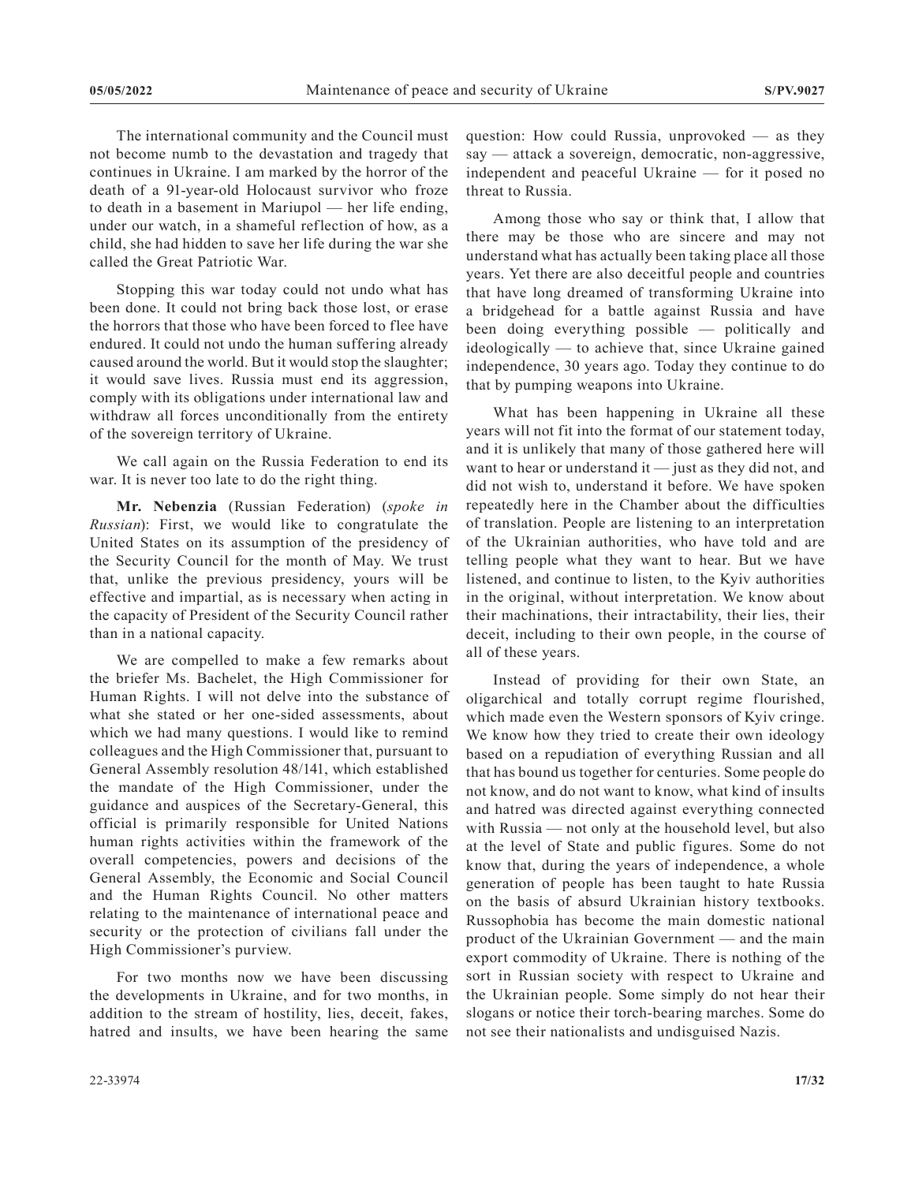The international community and the Council must not become numb to the devastation and tragedy that continues in Ukraine. I am marked by the horror of the death of a 91-year-old Holocaust survivor who froze to death in a basement in Mariupol — her life ending, under our watch, in a shameful reflection of how, as a child, she had hidden to save her life during the war she called the Great Patriotic War.

Stopping this war today could not undo what has been done. It could not bring back those lost, or erase the horrors that those who have been forced to flee have endured. It could not undo the human suffering already caused around the world. But it would stop the slaughter; it would save lives. Russia must end its aggression, comply with its obligations under international law and withdraw all forces unconditionally from the entirety of the sovereign territory of Ukraine.

We call again on the Russia Federation to end its war. It is never too late to do the right thing.

**Mr. Nebenzia** (Russian Federation) (*spoke in Russian*): First, we would like to congratulate the United States on its assumption of the presidency of the Security Council for the month of May. We trust that, unlike the previous presidency, yours will be effective and impartial, as is necessary when acting in the capacity of President of the Security Council rather than in a national capacity.

We are compelled to make a few remarks about the briefer Ms. Bachelet, the High Commissioner for Human Rights. I will not delve into the substance of what she stated or her one-sided assessments, about which we had many questions. I would like to remind colleagues and the High Commissioner that, pursuant to General Assembly resolution 48/141, which established the mandate of the High Commissioner, under the guidance and auspices of the Secretary-General, this official is primarily responsible for United Nations human rights activities within the framework of the overall competencies, powers and decisions of the General Assembly, the Economic and Social Council and the Human Rights Council. No other matters relating to the maintenance of international peace and security or the protection of civilians fall under the High Commissioner's purview.

For two months now we have been discussing the developments in Ukraine, and for two months, in addition to the stream of hostility, lies, deceit, fakes, hatred and insults, we have been hearing the same question: How could Russia, unprovoked — as they say — attack a sovereign, democratic, non-aggressive, independent and peaceful Ukraine — for it posed no threat to Russia.

Among those who say or think that, I allow that there may be those who are sincere and may not understand what has actually been taking place all those years. Yet there are also deceitful people and countries that have long dreamed of transforming Ukraine into a bridgehead for a battle against Russia and have been doing everything possible — politically and ideologically — to achieve that, since Ukraine gained independence, 30 years ago. Today they continue to do that by pumping weapons into Ukraine.

What has been happening in Ukraine all these years will not fit into the format of our statement today, and it is unlikely that many of those gathered here will want to hear or understand it — just as they did not, and did not wish to, understand it before. We have spoken repeatedly here in the Chamber about the difficulties of translation. People are listening to an interpretation of the Ukrainian authorities, who have told and are telling people what they want to hear. But we have listened, and continue to listen, to the Kyiv authorities in the original, without interpretation. We know about their machinations, their intractability, their lies, their deceit, including to their own people, in the course of all of these years.

Instead of providing for their own State, an oligarchical and totally corrupt regime flourished, which made even the Western sponsors of Kyiv cringe. We know how they tried to create their own ideology based on a repudiation of everything Russian and all that has bound us together for centuries. Some people do not know, and do not want to know, what kind of insults and hatred was directed against everything connected with Russia — not only at the household level, but also at the level of State and public figures. Some do not know that, during the years of independence, a whole generation of people has been taught to hate Russia on the basis of absurd Ukrainian history textbooks. Russophobia has become the main domestic national product of the Ukrainian Government — and the main export commodity of Ukraine. There is nothing of the sort in Russian society with respect to Ukraine and the Ukrainian people. Some simply do not hear their slogans or notice their torch-bearing marches. Some do not see their nationalists and undisguised Nazis.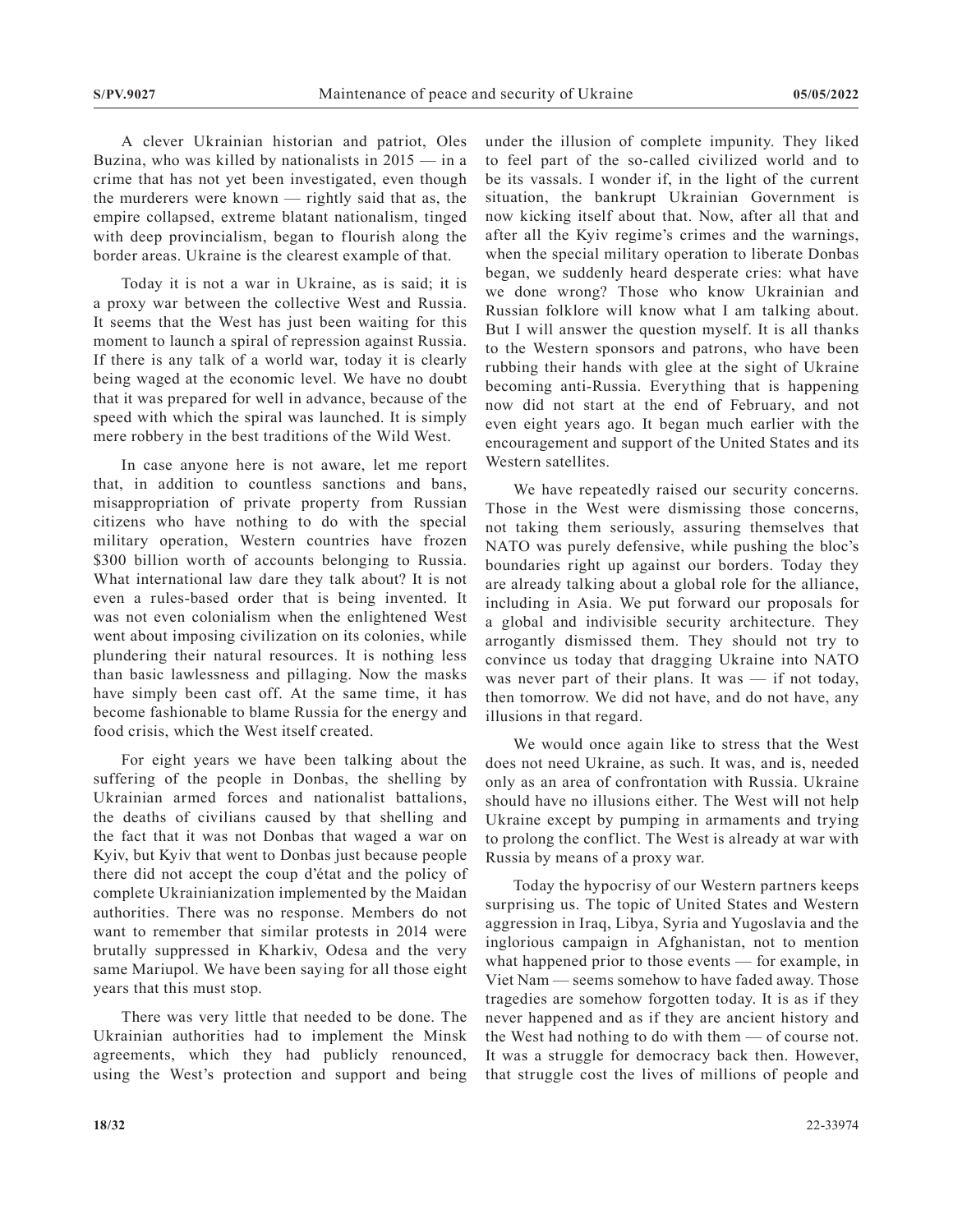A clever Ukrainian historian and patriot, Oles Buzina, who was killed by nationalists in 2015 — in a crime that has not yet been investigated, even though the murderers were known — rightly said that as, the empire collapsed, extreme blatant nationalism, tinged with deep provincialism, began to flourish along the border areas. Ukraine is the clearest example of that.

Today it is not a war in Ukraine, as is said; it is a proxy war between the collective West and Russia. It seems that the West has just been waiting for this moment to launch a spiral of repression against Russia. If there is any talk of a world war, today it is clearly being waged at the economic level. We have no doubt that it was prepared for well in advance, because of the speed with which the spiral was launched. It is simply mere robbery in the best traditions of the Wild West.

In case anyone here is not aware, let me report that, in addition to countless sanctions and bans, misappropriation of private property from Russian citizens who have nothing to do with the special military operation, Western countries have frozen $300 billion worth of accounts belonging to Russia. What international law dare they talk about? It is not even a rules-based order that is being invented. It was not even colonialism when the enlightened West went about imposing civilization on its colonies, while plundering their natural resources. It is nothing less than basic lawlessness and pillaging. Now the masks have simply been cast off. At the same time, it has become fashionable to blame Russia for the energy and food crisis, which the West itself created.

For eight years we have been talking about the suffering of the people in Donbas, the shelling by Ukrainian armed forces and nationalist battalions, the deaths of civilians caused by that shelling and the fact that it was not Donbas that waged a war on Kyiv, but Kyiv that went to Donbas just because people there did not accept the coup d'état and the policy of complete Ukrainianization implemented by the Maidan authorities. There was no response. Members do not want to remember that similar protests in 2014 were brutally suppressed in Kharkiv, Odesa and the very same Mariupol. We have been saying for all those eight years that this must stop.

There was very little that needed to be done. The Ukrainian authorities had to implement the Minsk agreements, which they had publicly renounced, using the West's protection and support and being under the illusion of complete impunity. They liked to feel part of the so-called civilized world and to be its vassals. I wonder if, in the light of the current situation, the bankrupt Ukrainian Government is now kicking itself about that. Now, after all that and after all the Kyiv regime's crimes and the warnings, when the special military operation to liberate Donbas began, we suddenly heard desperate cries: what have we done wrong? Those who know Ukrainian and Russian folklore will know what I am talking about. But I will answer the question myself. It is all thanks to the Western sponsors and patrons, who have been rubbing their hands with glee at the sight of Ukraine becoming anti-Russia. Everything that is happening now did not start at the end of February, and not even eight years ago. It began much earlier with the encouragement and support of the United States and its Western satellites.

We have repeatedly raised our security concerns. Those in the West were dismissing those concerns, not taking them seriously, assuring themselves that NATO was purely defensive, while pushing the bloc's boundaries right up against our borders. Today they are already talking about a global role for the alliance, including in Asia. We put forward our proposals for a global and indivisible security architecture. They arrogantly dismissed them. They should not try to convince us today that dragging Ukraine into NATO was never part of their plans. It was — if not today, then tomorrow. We did not have, and do not have, any illusions in that regard.

We would once again like to stress that the West does not need Ukraine, as such. It was, and is, needed only as an area of confrontation with Russia. Ukraine should have no illusions either. The West will not help Ukraine except by pumping in armaments and trying to prolong the conflict. The West is already at war with Russia by means of a proxy war.

Today the hypocrisy of our Western partners keeps surprising us. The topic of United States and Western aggression in Iraq, Libya, Syria and Yugoslavia and the inglorious campaign in Afghanistan, not to mention what happened prior to those events — for example, in Viet Nam — seems somehow to have faded away. Those tragedies are somehow forgotten today. It is as if they never happened and as if they are ancient history and the West had nothing to do with them — of course not. It was a struggle for democracy back then. However, that struggle cost the lives of millions of people and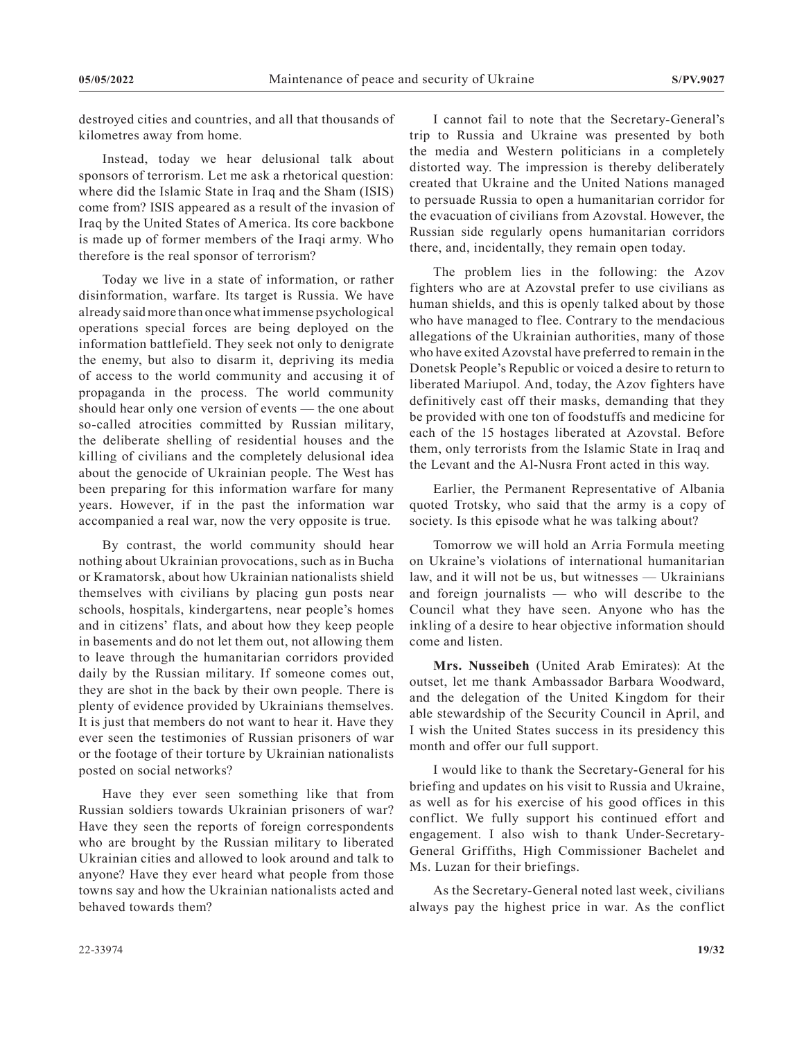destroyed cities and countries, and all that thousands of kilometres away from home.

Instead, today we hear delusional talk about sponsors of terrorism. Let me ask a rhetorical question: where did the Islamic State in Iraq and the Sham (ISIS) come from? ISIS appeared as a result of the invasion of Iraq by the United States of America. Its core backbone is made up of former members of the Iraqi army. Who therefore is the real sponsor of terrorism?

Today we live in a state of information, or rather disinformation, warfare. Its target is Russia. We have already said more than once what immense psychological operations special forces are being deployed on the information battlefield. They seek not only to denigrate the enemy, but also to disarm it, depriving its media of access to the world community and accusing it of propaganda in the process. The world community should hear only one version of events — the one about so-called atrocities committed by Russian military, the deliberate shelling of residential houses and the killing of civilians and the completely delusional idea about the genocide of Ukrainian people. The West has been preparing for this information warfare for many years. However, if in the past the information war accompanied a real war, now the very opposite is true.

By contrast, the world community should hear nothing about Ukrainian provocations, such as in Bucha or Kramatorsk, about how Ukrainian nationalists shield themselves with civilians by placing gun posts near schools, hospitals, kindergartens, near people's homes and in citizens' flats, and about how they keep people in basements and do not let them out, not allowing them to leave through the humanitarian corridors provided daily by the Russian military. If someone comes out, they are shot in the back by their own people. There is plenty of evidence provided by Ukrainians themselves. It is just that members do not want to hear it. Have they ever seen the testimonies of Russian prisoners of war or the footage of their torture by Ukrainian nationalists posted on social networks?

Have they ever seen something like that from Russian soldiers towards Ukrainian prisoners of war? Have they seen the reports of foreign correspondents who are brought by the Russian military to liberated Ukrainian cities and allowed to look around and talk to anyone? Have they ever heard what people from those towns say and how the Ukrainian nationalists acted and behaved towards them?

I cannot fail to note that the Secretary-General's trip to Russia and Ukraine was presented by both the media and Western politicians in a completely distorted way. The impression is thereby deliberately created that Ukraine and the United Nations managed to persuade Russia to open a humanitarian corridor for the evacuation of civilians from Azovstal. However, the Russian side regularly opens humanitarian corridors there, and, incidentally, they remain open today.

The problem lies in the following: the Azov fighters who are at Azovstal prefer to use civilians as human shields, and this is openly talked about by those who have managed to flee. Contrary to the mendacious allegations of the Ukrainian authorities, many of those who have exited Azovstal have preferred to remain in the Donetsk People's Republic or voiced a desire to return to liberated Mariupol. And, today, the Azov fighters have definitively cast off their masks, demanding that they be provided with one ton of foodstuffs and medicine for each of the 15 hostages liberated at Azovstal. Before them, only terrorists from the Islamic State in Iraq and the Levant and the Al-Nusra Front acted in this way.

Earlier, the Permanent Representative of Albania quoted Trotsky, who said that the army is a copy of society. Is this episode what he was talking about?

Tomorrow we will hold an Arria Formula meeting on Ukraine's violations of international humanitarian law, and it will not be us, but witnesses — Ukrainians and foreign journalists — who will describe to the Council what they have seen. Anyone who has the inkling of a desire to hear objective information should come and listen.

**Mrs. Nusseibeh** (United Arab Emirates): At the outset, let me thank Ambassador Barbara Woodward, and the delegation of the United Kingdom for their able stewardship of the Security Council in April, and I wish the United States success in its presidency this month and offer our full support.

I would like to thank the Secretary-General for his briefing and updates on his visit to Russia and Ukraine, as well as for his exercise of his good offices in this conflict. We fully support his continued effort and engagement. I also wish to thank Under-Secretary-General Griffiths, High Commissioner Bachelet and Ms. Luzan for their briefings.

As the Secretary-General noted last week, civilians always pay the highest price in war. As the conflict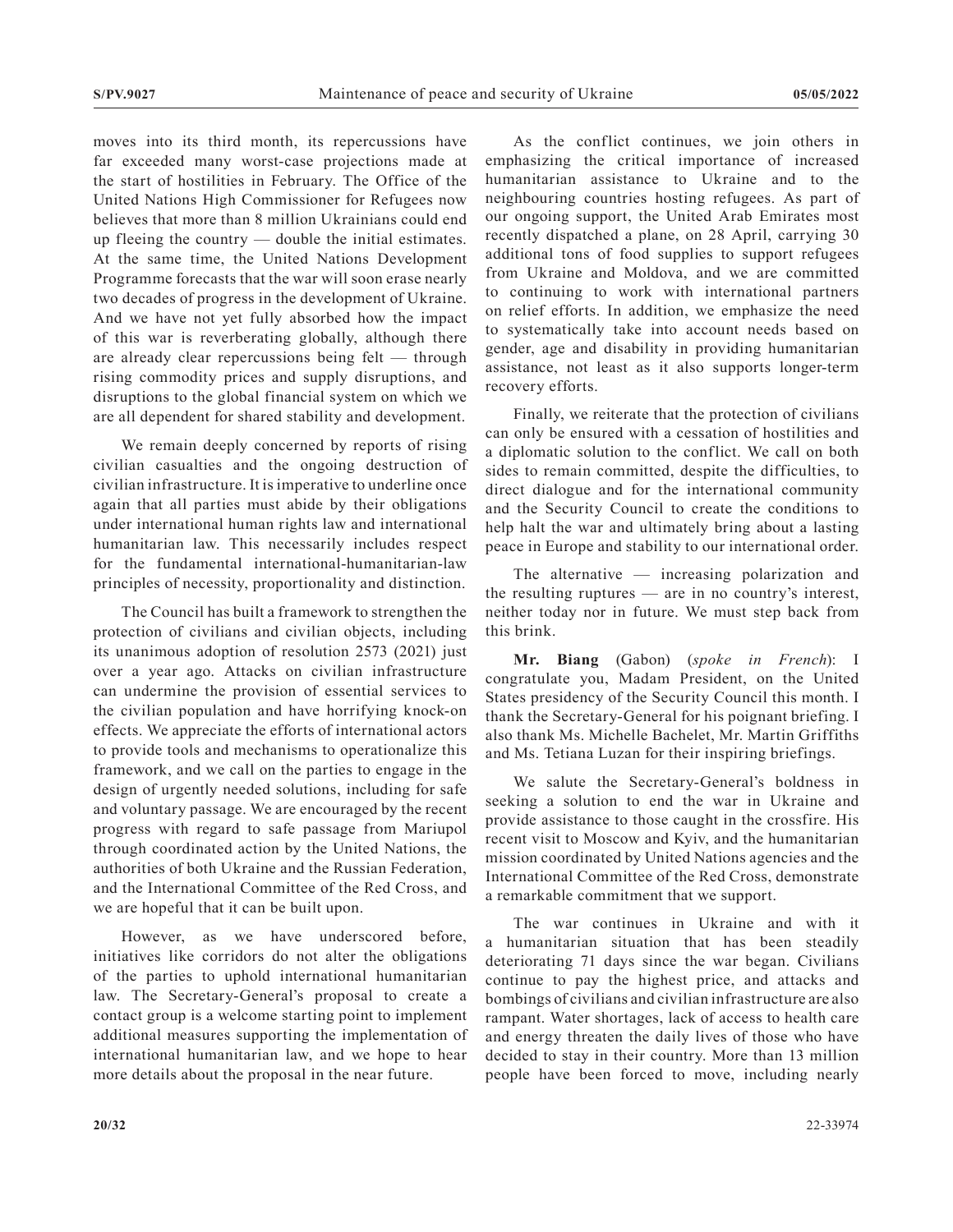moves into its third month, its repercussions have far exceeded many worst-case projections made at the start of hostilities in February. The Office of the United Nations High Commissioner for Refugees now believes that more than 8 million Ukrainians could end up fleeing the country — double the initial estimates. At the same time, the United Nations Development Programme forecasts that the war will soon erase nearly two decades of progress in the development of Ukraine. And we have not yet fully absorbed how the impact of this war is reverberating globally, although there are already clear repercussions being felt — through rising commodity prices and supply disruptions, and disruptions to the global financial system on which we are all dependent for shared stability and development.

We remain deeply concerned by reports of rising civilian casualties and the ongoing destruction of civilian infrastructure. It is imperative to underline once again that all parties must abide by their obligations under international human rights law and international humanitarian law. This necessarily includes respect for the fundamental international-humanitarian-law principles of necessity, proportionality and distinction.

The Council has built a framework to strengthen the protection of civilians and civilian objects, including its unanimous adoption of resolution 2573 (2021) just over a year ago. Attacks on civilian infrastructure can undermine the provision of essential services to the civilian population and have horrifying knock-on effects. We appreciate the efforts of international actors to provide tools and mechanisms to operationalize this framework, and we call on the parties to engage in the design of urgently needed solutions, including for safe and voluntary passage. We are encouraged by the recent progress with regard to safe passage from Mariupol through coordinated action by the United Nations, the authorities of both Ukraine and the Russian Federation, and the International Committee of the Red Cross, and we are hopeful that it can be built upon.

However, as we have underscored before, initiatives like corridors do not alter the obligations of the parties to uphold international humanitarian law. The Secretary-General's proposal to create a contact group is a welcome starting point to implement additional measures supporting the implementation of international humanitarian law, and we hope to hear more details about the proposal in the near future.

As the conflict continues, we join others in emphasizing the critical importance of increased humanitarian assistance to Ukraine and to the neighbouring countries hosting refugees. As part of our ongoing support, the United Arab Emirates most recently dispatched a plane, on 28 April, carrying 30 additional tons of food supplies to support refugees from Ukraine and Moldova, and we are committed to continuing to work with international partners on relief efforts. In addition, we emphasize the need to systematically take into account needs based on gender, age and disability in providing humanitarian assistance, not least as it also supports longer-term recovery efforts.

Finally, we reiterate that the protection of civilians can only be ensured with a cessation of hostilities and a diplomatic solution to the conflict. We call on both sides to remain committed, despite the difficulties, to direct dialogue and for the international community and the Security Council to create the conditions to help halt the war and ultimately bring about a lasting peace in Europe and stability to our international order.

The alternative — increasing polarization and the resulting ruptures — are in no country's interest, neither today nor in future. We must step back from this brink.

**Mr. Biang** (Gabon) (*spoke in French*): I congratulate you, Madam President, on the United States presidency of the Security Council this month. I thank the Secretary-General for his poignant briefing. I also thank Ms. Michelle Bachelet, Mr. Martin Griffiths and Ms. Tetiana Luzan for their inspiring briefings.

We salute the Secretary-General's boldness in seeking a solution to end the war in Ukraine and provide assistance to those caught in the crossfire. His recent visit to Moscow and Kyiv, and the humanitarian mission coordinated by United Nations agencies and the International Committee of the Red Cross, demonstrate a remarkable commitment that we support.

The war continues in Ukraine and with it a humanitarian situation that has been steadily deteriorating 71 days since the war began. Civilians continue to pay the highest price, and attacks and bombings of civilians and civilian infrastructure are also rampant. Water shortages, lack of access to health care and energy threaten the daily lives of those who have decided to stay in their country. More than 13 million people have been forced to move, including nearly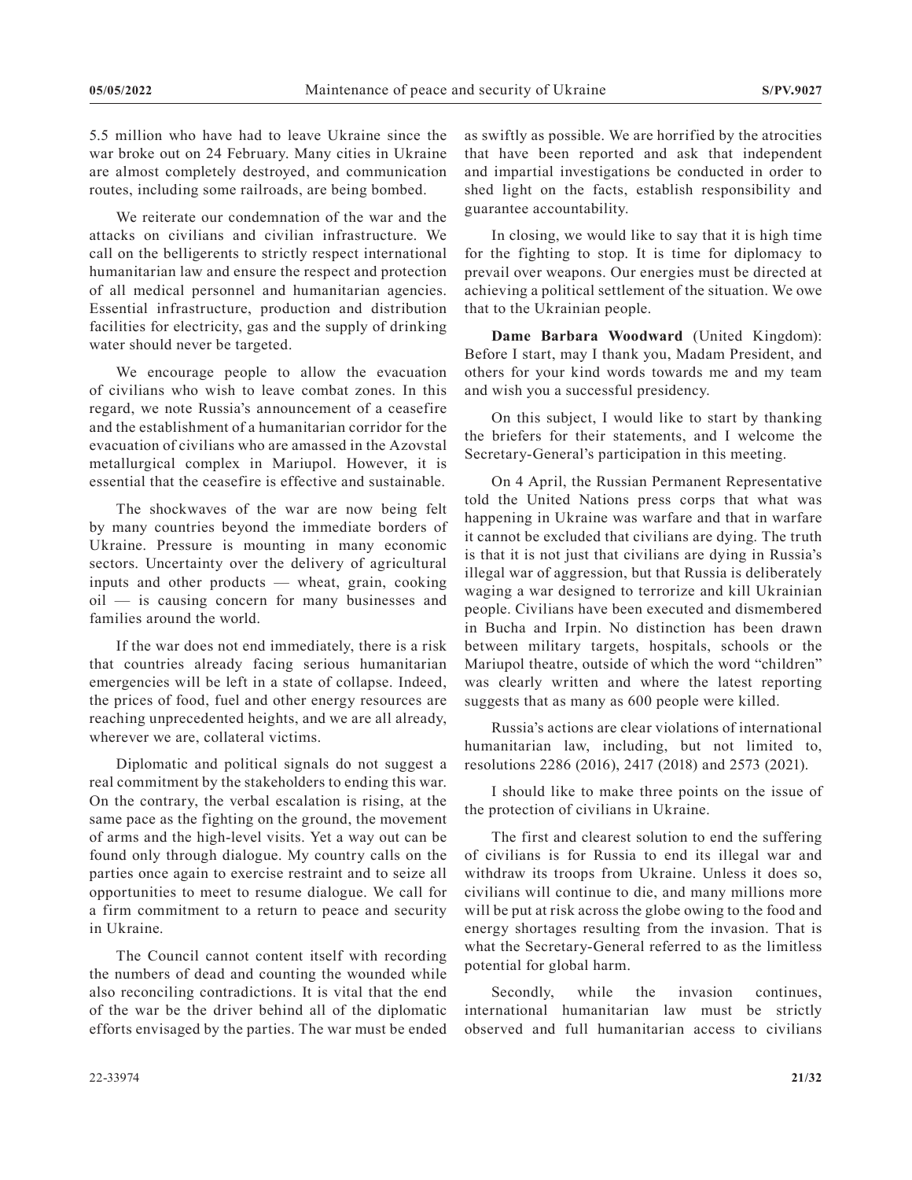5.5 million who have had to leave Ukraine since the war broke out on 24 February. Many cities in Ukraine are almost completely destroyed, and communication routes, including some railroads, are being bombed.

We reiterate our condemnation of the war and the attacks on civilians and civilian infrastructure. We call on the belligerents to strictly respect international humanitarian law and ensure the respect and protection of all medical personnel and humanitarian agencies. Essential infrastructure, production and distribution facilities for electricity, gas and the supply of drinking water should never be targeted.

We encourage people to allow the evacuation of civilians who wish to leave combat zones. In this regard, we note Russia's announcement of a ceasefire and the establishment of a humanitarian corridor for the evacuation of civilians who are amassed in the Azovstal metallurgical complex in Mariupol. However, it is essential that the ceasefire is effective and sustainable.

The shockwaves of the war are now being felt by many countries beyond the immediate borders of Ukraine. Pressure is mounting in many economic sectors. Uncertainty over the delivery of agricultural inputs and other products — wheat, grain, cooking oil — is causing concern for many businesses and families around the world.

If the war does not end immediately, there is a risk that countries already facing serious humanitarian emergencies will be left in a state of collapse. Indeed, the prices of food, fuel and other energy resources are reaching unprecedented heights, and we are all already, wherever we are, collateral victims.

Diplomatic and political signals do not suggest a real commitment by the stakeholders to ending this war. On the contrary, the verbal escalation is rising, at the same pace as the fighting on the ground, the movement of arms and the high-level visits. Yet a way out can be found only through dialogue. My country calls on the parties once again to exercise restraint and to seize all opportunities to meet to resume dialogue. We call for a firm commitment to a return to peace and security in Ukraine.

The Council cannot content itself with recording the numbers of dead and counting the wounded while also reconciling contradictions. It is vital that the end of the war be the driver behind all of the diplomatic efforts envisaged by the parties. The war must be ended as swiftly as possible. We are horrified by the atrocities that have been reported and ask that independent and impartial investigations be conducted in order to shed light on the facts, establish responsibility and guarantee accountability.

In closing, we would like to say that it is high time for the fighting to stop. It is time for diplomacy to prevail over weapons. Our energies must be directed at achieving a political settlement of the situation. We owe that to the Ukrainian people.

**Dame Barbara Woodward** (United Kingdom): Before I start, may I thank you, Madam President, and others for your kind words towards me and my team and wish you a successful presidency.

On this subject, I would like to start by thanking the briefers for their statements, and I welcome the Secretary-General's participation in this meeting.

On 4 April, the Russian Permanent Representative told the United Nations press corps that what was happening in Ukraine was warfare and that in warfare it cannot be excluded that civilians are dying. The truth is that it is not just that civilians are dying in Russia's illegal war of aggression, but that Russia is deliberately waging a war designed to terrorize and kill Ukrainian people. Civilians have been executed and dismembered in Bucha and Irpin. No distinction has been drawn between military targets, hospitals, schools or the Mariupol theatre, outside of which the word "children" was clearly written and where the latest reporting suggests that as many as 600 people were killed.

Russia's actions are clear violations of international humanitarian law, including, but not limited to, resolutions 2286 (2016), 2417 (2018) and 2573 (2021).

I should like to make three points on the issue of the protection of civilians in Ukraine.

The first and clearest solution to end the suffering of civilians is for Russia to end its illegal war and withdraw its troops from Ukraine. Unless it does so, civilians will continue to die, and many millions more will be put at risk across the globe owing to the food and energy shortages resulting from the invasion. That is what the Secretary-General referred to as the limitless potential for global harm.

Secondly, while the invasion continues, international humanitarian law must be strictly observed and full humanitarian access to civilians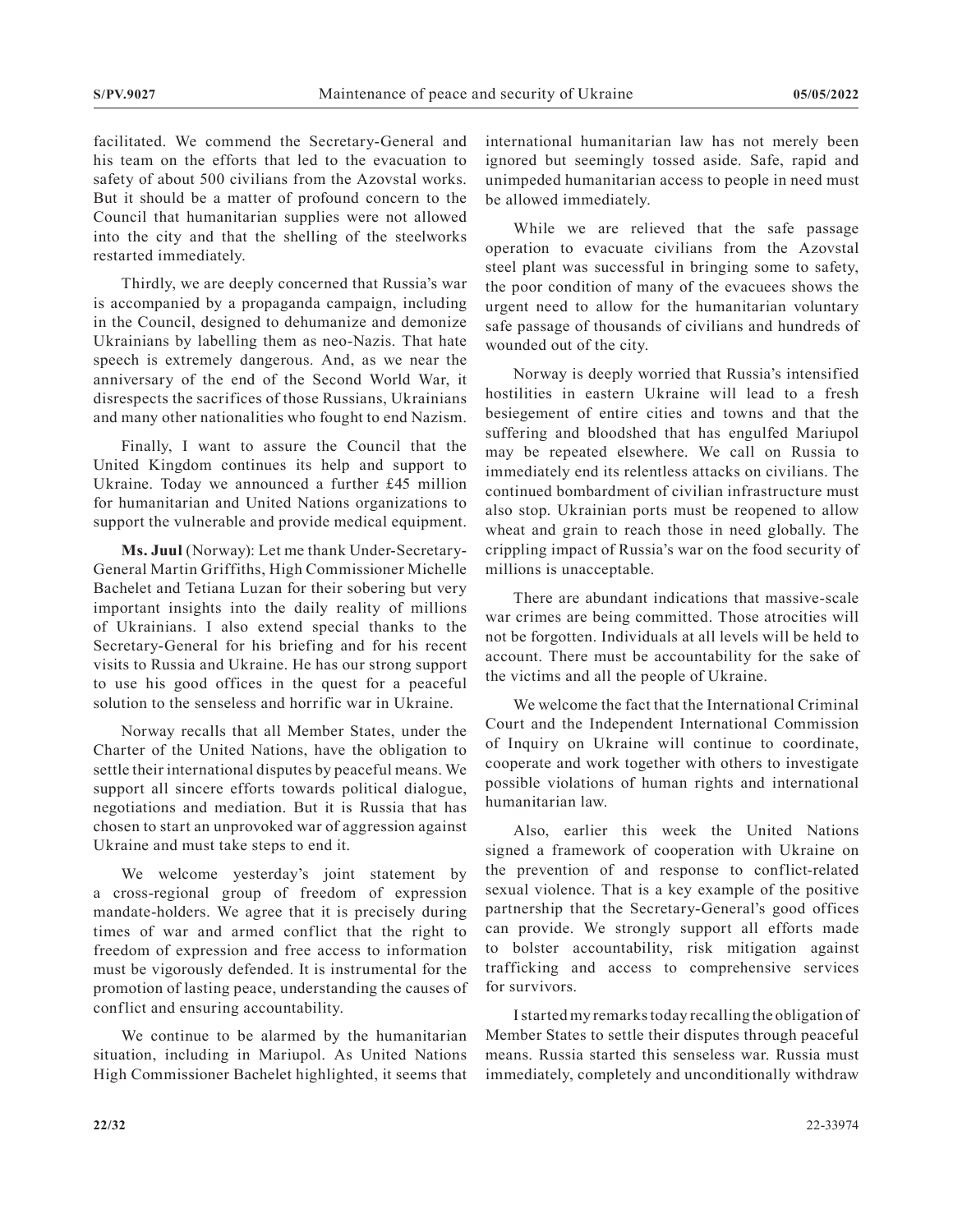facilitated. We commend the Secretary-General and his team on the efforts that led to the evacuation to safety of about 500 civilians from the Azovstal works. But it should be a matter of profound concern to the Council that humanitarian supplies were not allowed into the city and that the shelling of the steelworks restarted immediately.

Thirdly, we are deeply concerned that Russia's war is accompanied by a propaganda campaign, including in the Council, designed to dehumanize and demonize Ukrainians by labelling them as neo-Nazis. That hate speech is extremely dangerous. And, as we near the anniversary of the end of the Second World War, it disrespects the sacrifices of those Russians, Ukrainians and many other nationalities who fought to end Nazism.

Finally, I want to assure the Council that the United Kingdom continues its help and support to Ukraine. Today we announced a further £45 million for humanitarian and United Nations organizations to support the vulnerable and provide medical equipment.

**Ms. Juul** (Norway): Let me thank Under-Secretary-General Martin Griffiths, High Commissioner Michelle Bachelet and Tetiana Luzan for their sobering but very important insights into the daily reality of millions of Ukrainians. I also extend special thanks to the Secretary-General for his briefing and for his recent visits to Russia and Ukraine. He has our strong support to use his good offices in the quest for a peaceful solution to the senseless and horrific war in Ukraine.

Norway recalls that all Member States, under the Charter of the United Nations, have the obligation to settle their international disputes by peaceful means. We support all sincere efforts towards political dialogue, negotiations and mediation. But it is Russia that has chosen to start an unprovoked war of aggression against Ukraine and must take steps to end it.

We welcome yesterday's joint statement by a cross-regional group of freedom of expression mandate-holders. We agree that it is precisely during times of war and armed conflict that the right to freedom of expression and free access to information must be vigorously defended. It is instrumental for the promotion of lasting peace, understanding the causes of conflict and ensuring accountability.

We continue to be alarmed by the humanitarian situation, including in Mariupol. As United Nations High Commissioner Bachelet highlighted, it seems that international humanitarian law has not merely been ignored but seemingly tossed aside. Safe, rapid and unimpeded humanitarian access to people in need must be allowed immediately.

While we are relieved that the safe passage operation to evacuate civilians from the Azovstal steel plant was successful in bringing some to safety, the poor condition of many of the evacuees shows the urgent need to allow for the humanitarian voluntary safe passage of thousands of civilians and hundreds of wounded out of the city.

Norway is deeply worried that Russia's intensified hostilities in eastern Ukraine will lead to a fresh besiegement of entire cities and towns and that the suffering and bloodshed that has engulfed Mariupol may be repeated elsewhere. We call on Russia to immediately end its relentless attacks on civilians. The continued bombardment of civilian infrastructure must also stop. Ukrainian ports must be reopened to allow wheat and grain to reach those in need globally. The crippling impact of Russia's war on the food security of millions is unacceptable.

There are abundant indications that massive-scale war crimes are being committed. Those atrocities will not be forgotten. Individuals at all levels will be held to account. There must be accountability for the sake of the victims and all the people of Ukraine.

We welcome the fact that the International Criminal Court and the Independent International Commission of Inquiry on Ukraine will continue to coordinate, cooperate and work together with others to investigate possible violations of human rights and international humanitarian law.

Also, earlier this week the United Nations signed a framework of cooperation with Ukraine on the prevention of and response to conflict-related sexual violence. That is a key example of the positive partnership that the Secretary-General's good offices can provide. We strongly support all efforts made to bolster accountability, risk mitigation against trafficking and access to comprehensive services for survivors.

I started my remarks today recalling the obligation of Member States to settle their disputes through peaceful means. Russia started this senseless war. Russia must immediately, completely and unconditionally withdraw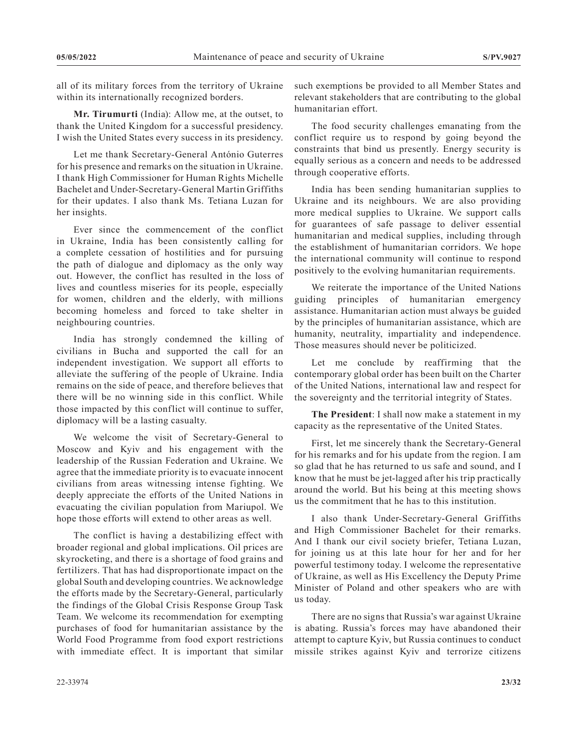all of its military forces from the territory of Ukraine within its internationally recognized borders.

**Mr. Tirumurti** (India): Allow me, at the outset, to thank the United Kingdom for a successful presidency. I wish the United States every success in its presidency.

Let me thank Secretary-General António Guterres for his presence and remarks on the situation in Ukraine. I thank High Commissioner for Human Rights Michelle Bachelet and Under-Secretary-General Martin Griffiths for their updates. I also thank Ms. Tetiana Luzan for her insights.

Ever since the commencement of the conflict in Ukraine, India has been consistently calling for a complete cessation of hostilities and for pursuing the path of dialogue and diplomacy as the only way out. However, the conflict has resulted in the loss of lives and countless miseries for its people, especially for women, children and the elderly, with millions becoming homeless and forced to take shelter in neighbouring countries.

India has strongly condemned the killing of civilians in Bucha and supported the call for an independent investigation. We support all efforts to alleviate the suffering of the people of Ukraine. India remains on the side of peace, and therefore believes that there will be no winning side in this conflict. While those impacted by this conflict will continue to suffer, diplomacy will be a lasting casualty.

We welcome the visit of Secretary-General to Moscow and Kyiv and his engagement with the leadership of the Russian Federation and Ukraine. We agree that the immediate priority is to evacuate innocent civilians from areas witnessing intense fighting. We deeply appreciate the efforts of the United Nations in evacuating the civilian population from Mariupol. We hope those efforts will extend to other areas as well.

The conflict is having a destabilizing effect with broader regional and global implications. Oil prices are skyrocketing, and there is a shortage of food grains and fertilizers. That has had disproportionate impact on the global South and developing countries. We acknowledge the efforts made by the Secretary-General, particularly the findings of the Global Crisis Response Group Task Team. We welcome its recommendation for exempting purchases of food for humanitarian assistance by the World Food Programme from food export restrictions with immediate effect. It is important that similar such exemptions be provided to all Member States and relevant stakeholders that are contributing to the global humanitarian effort.

The food security challenges emanating from the conflict require us to respond by going beyond the constraints that bind us presently. Energy security is equally serious as a concern and needs to be addressed through cooperative efforts.

India has been sending humanitarian supplies to Ukraine and its neighbours. We are also providing more medical supplies to Ukraine. We support calls for guarantees of safe passage to deliver essential humanitarian and medical supplies, including through the establishment of humanitarian corridors. We hope the international community will continue to respond positively to the evolving humanitarian requirements.

We reiterate the importance of the United Nations guiding principles of humanitarian emergency assistance. Humanitarian action must always be guided by the principles of humanitarian assistance, which are humanity, neutrality, impartiality and independence. Those measures should never be politicized.

Let me conclude by reaffirming that the contemporary global order has been built on the Charter of the United Nations, international law and respect for the sovereignty and the territorial integrity of States.

**The President**: I shall now make a statement in my capacity as the representative of the United States.

First, let me sincerely thank the Secretary-General for his remarks and for his update from the region. I am so glad that he has returned to us safe and sound, and I know that he must be jet-lagged after his trip practically around the world. But his being at this meeting shows us the commitment that he has to this institution.

I also thank Under-Secretary-General Griffiths and High Commissioner Bachelet for their remarks. And I thank our civil society briefer, Tetiana Luzan, for joining us at this late hour for her and for her powerful testimony today. I welcome the representative of Ukraine, as well as His Excellency the Deputy Prime Minister of Poland and other speakers who are with us today.

There are no signs that Russia's war against Ukraine is abating. Russia's forces may have abandoned their attempt to capture Kyiv, but Russia continues to conduct missile strikes against Kyiv and terrorize citizens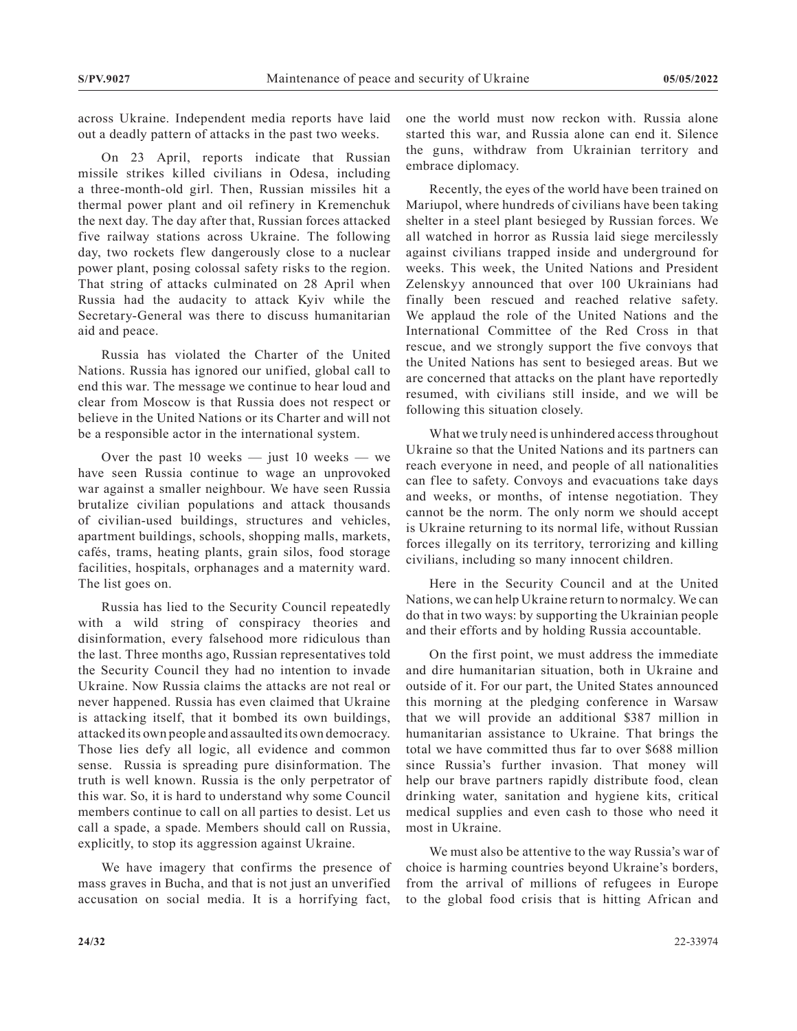across Ukraine. Independent media reports have laid out a deadly pattern of attacks in the past two weeks.

On 23 April, reports indicate that Russian missile strikes killed civilians in Odesa, including a three-month-old girl. Then, Russian missiles hit a thermal power plant and oil refinery in Kremenchuk the next day. The day after that, Russian forces attacked five railway stations across Ukraine. The following day, two rockets flew dangerously close to a nuclear power plant, posing colossal safety risks to the region. That string of attacks culminated on 28 April when Russia had the audacity to attack Kyiv while the Secretary-General was there to discuss humanitarian aid and peace.

Russia has violated the Charter of the United Nations. Russia has ignored our unified, global call to end this war. The message we continue to hear loud and clear from Moscow is that Russia does not respect or believe in the United Nations or its Charter and will not be a responsible actor in the international system.

Over the past 10 weeks — just 10 weeks — we have seen Russia continue to wage an unprovoked war against a smaller neighbour. We have seen Russia brutalize civilian populations and attack thousands of civilian-used buildings, structures and vehicles, apartment buildings, schools, shopping malls, markets, cafés, trams, heating plants, grain silos, food storage facilities, hospitals, orphanages and a maternity ward. The list goes on.

Russia has lied to the Security Council repeatedly with a wild string of conspiracy theories and disinformation, every falsehood more ridiculous than the last. Three months ago, Russian representatives told the Security Council they had no intention to invade Ukraine. Now Russia claims the attacks are not real or never happened. Russia has even claimed that Ukraine is attacking itself, that it bombed its own buildings, attacked its own people and assaulted its own democracy. Those lies defy all logic, all evidence and common sense. Russia is spreading pure disinformation. The truth is well known. Russia is the only perpetrator of this war. So, it is hard to understand why some Council members continue to call on all parties to desist. Let us call a spade, a spade. Members should call on Russia, explicitly, to stop its aggression against Ukraine.

We have imagery that confirms the presence of mass graves in Bucha, and that is not just an unverified accusation on social media. It is a horrifying fact, one the world must now reckon with. Russia alone started this war, and Russia alone can end it. Silence the guns, withdraw from Ukrainian territory and embrace diplomacy.

Recently, the eyes of the world have been trained on Mariupol, where hundreds of civilians have been taking shelter in a steel plant besieged by Russian forces. We all watched in horror as Russia laid siege mercilessly against civilians trapped inside and underground for weeks. This week, the United Nations and President Zelenskyy announced that over 100 Ukrainians had finally been rescued and reached relative safety. We applaud the role of the United Nations and the International Committee of the Red Cross in that rescue, and we strongly support the five convoys that the United Nations has sent to besieged areas. But we are concerned that attacks on the plant have reportedly resumed, with civilians still inside, and we will be following this situation closely.

What we truly need is unhindered access throughout Ukraine so that the United Nations and its partners can reach everyone in need, and people of all nationalities can flee to safety. Convoys and evacuations take days and weeks, or months, of intense negotiation. They cannot be the norm. The only norm we should accept is Ukraine returning to its normal life, without Russian forces illegally on its territory, terrorizing and killing civilians, including so many innocent children.

Here in the Security Council and at the United Nations, we can help Ukraine return to normalcy. We can do that in two ways: by supporting the Ukrainian people and their efforts and by holding Russia accountable.

On the first point, we must address the immediate and dire humanitarian situation, both in Ukraine and outside of it. For our part, the United States announced this morning at the pledging conference in Warsaw that we will provide an additional $387 million in humanitarian assistance to Ukraine. That brings the total we have committed thus far to over $688 million since Russia's further invasion. That money will help our brave partners rapidly distribute food, clean drinking water, sanitation and hygiene kits, critical medical supplies and even cash to those who need it most in Ukraine.

We must also be attentive to the way Russia's war of choice is harming countries beyond Ukraine's borders, from the arrival of millions of refugees in Europe to the global food crisis that is hitting African and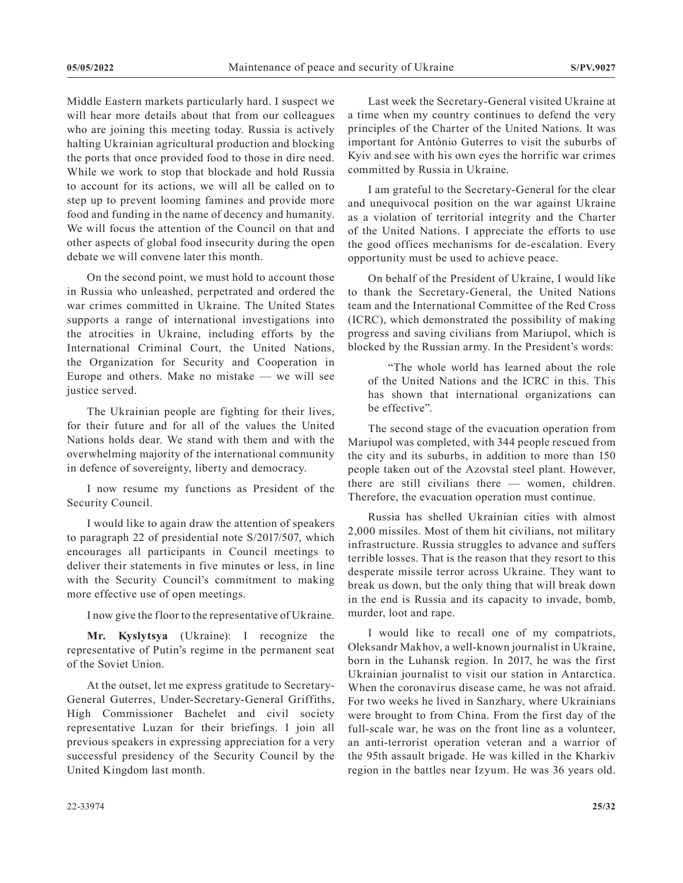Middle Eastern markets particularly hard. I suspect we will hear more details about that from our colleagues who are joining this meeting today. Russia is actively halting Ukrainian agricultural production and blocking the ports that once provided food to those in dire need. While we work to stop that blockade and hold Russia to account for its actions, we will all be called on to step up to prevent looming famines and provide more food and funding in the name of decency and humanity. We will focus the attention of the Council on that and other aspects of global food insecurity during the open debate we will convene later this month.

On the second point, we must hold to account those in Russia who unleashed, perpetrated and ordered the war crimes committed in Ukraine. The United States supports a range of international investigations into the atrocities in Ukraine, including efforts by the International Criminal Court, the United Nations, the Organization for Security and Cooperation in Europe and others. Make no mistake — we will see justice served.

The Ukrainian people are fighting for their lives, for their future and for all of the values the United Nations holds dear. We stand with them and with the overwhelming majority of the international community in defence of sovereignty, liberty and democracy.

I now resume my functions as President of the Security Council.

I would like to again draw the attention of speakers to paragraph 22 of presidential note S/2017/507, which encourages all participants in Council meetings to deliver their statements in five minutes or less, in line with the Security Council's commitment to making more effective use of open meetings.

I now give the floor to the representative of Ukraine.

**Mr. Kyslytsya** (Ukraine): I recognize the representative of Putin's regime in the permanent seat of the Soviet Union.

At the outset, let me express gratitude to Secretary-General Guterres, Under-Secretary-General Griffiths, High Commissioner Bachelet and civil society representative Luzan for their briefings. I join all previous speakers in expressing appreciation for a very successful presidency of the Security Council by the United Kingdom last month.

Last week the Secretary-General visited Ukraine at a time when my country continues to defend the very principles of the Charter of the United Nations. It was important for António Guterres to visit the suburbs of Kyiv and see with his own eyes the horrific war crimes committed by Russia in Ukraine.

I am grateful to the Secretary-General for the clear and unequivocal position on the war against Ukraine as a violation of territorial integrity and the Charter of the United Nations. I appreciate the efforts to use the good offices mechanisms for de-escalation. Every opportunity must be used to achieve peace.

On behalf of the President of Ukraine, I would like to thank the Secretary-General, the United Nations team and the International Committee of the Red Cross (ICRC), which demonstrated the possibility of making progress and saving civilians from Mariupol, which is blocked by the Russian army. In the President's words:

> "The whole world has learned about the role of the United Nations and the ICRC in this. This has shown that international organizations can be effective".

The second stage of the evacuation operation from Mariupol was completed, with 344 people rescued from the city and its suburbs, in addition to more than 150 people taken out of the Azovstal steel plant. However, there are still civilians there — women, children. Therefore, the evacuation operation must continue.

Russia has shelled Ukrainian cities with almost 2,000 missiles. Most of them hit civilians, not military infrastructure. Russia struggles to advance and suffers terrible losses. That is the reason that they resort to this desperate missile terror across Ukraine. They want to break us down, but the only thing that will break down in the end is Russia and its capacity to invade, bomb, murder, loot and rape.

I would like to recall one of my compatriots, Oleksandr Makhov, a well-known journalist in Ukraine, born in the Luhansk region. In 2017, he was the first Ukrainian journalist to visit our station in Antarctica. When the coronavirus disease came, he was not afraid. For two weeks he lived in Sanzhary, where Ukrainians were brought to from China. From the first day of the full-scale war, he was on the front line as a volunteer, an anti-terrorist operation veteran and a warrior of the 95th assault brigade. He was killed in the Kharkiv region in the battles near Izyum. He was 36 years old.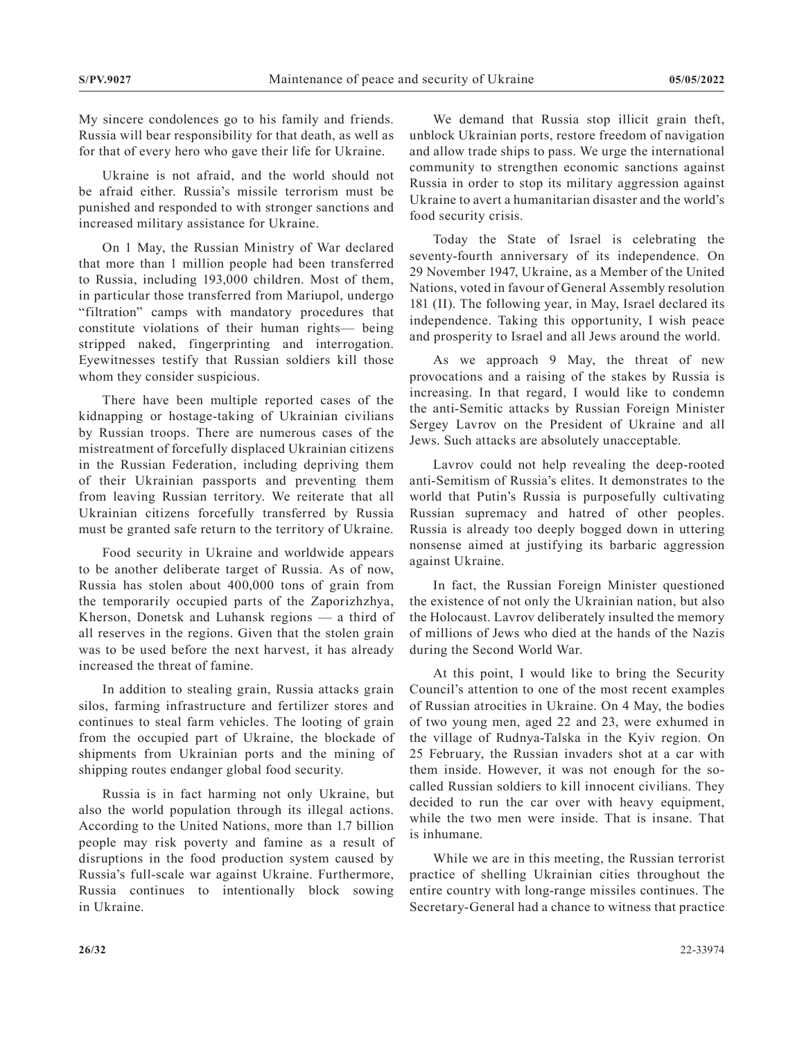My sincere condolences go to his family and friends. Russia will bear responsibility for that death, as well as for that of every hero who gave their life for Ukraine.

Ukraine is not afraid, and the world should not be afraid either. Russia's missile terrorism must be punished and responded to with stronger sanctions and increased military assistance for Ukraine.

On 1 May, the Russian Ministry of War declared that more than 1 million people had been transferred to Russia, including 193,000 children. Most of them, in particular those transferred from Mariupol, undergo "filtration" camps with mandatory procedures that constitute violations of their human rights— being stripped naked, fingerprinting and interrogation. Eyewitnesses testify that Russian soldiers kill those whom they consider suspicious.

There have been multiple reported cases of the kidnapping or hostage-taking of Ukrainian civilians by Russian troops. There are numerous cases of the mistreatment of forcefully displaced Ukrainian citizens in the Russian Federation, including depriving them of their Ukrainian passports and preventing them from leaving Russian territory. We reiterate that all Ukrainian citizens forcefully transferred by Russia must be granted safe return to the territory of Ukraine.

Food security in Ukraine and worldwide appears to be another deliberate target of Russia. As of now, Russia has stolen about 400,000 tons of grain from the temporarily occupied parts of the Zaporizhzhya, Kherson, Donetsk and Luhansk regions — a third of all reserves in the regions. Given that the stolen grain was to be used before the next harvest, it has already increased the threat of famine.

In addition to stealing grain, Russia attacks grain silos, farming infrastructure and fertilizer stores and continues to steal farm vehicles. The looting of grain from the occupied part of Ukraine, the blockade of shipments from Ukrainian ports and the mining of shipping routes endanger global food security.

Russia is in fact harming not only Ukraine, but also the world population through its illegal actions. According to the United Nations, more than 1.7 billion people may risk poverty and famine as a result of disruptions in the food production system caused by Russia's full-scale war against Ukraine. Furthermore, Russia continues to intentionally block sowing in Ukraine.

We demand that Russia stop illicit grain theft, unblock Ukrainian ports, restore freedom of navigation and allow trade ships to pass. We urge the international community to strengthen economic sanctions against Russia in order to stop its military aggression against Ukraine to avert a humanitarian disaster and the world's food security crisis.

Today the State of Israel is celebrating the seventy-fourth anniversary of its independence. On 29 November 1947, Ukraine, as a Member of the United Nations, voted in favour of General Assembly resolution 181 (II). The following year, in May, Israel declared its independence. Taking this opportunity, I wish peace and prosperity to Israel and all Jews around the world.

As we approach 9 May, the threat of new provocations and a raising of the stakes by Russia is increasing. In that regard, I would like to condemn the anti-Semitic attacks by Russian Foreign Minister Sergey Lavrov on the President of Ukraine and all Jews. Such attacks are absolutely unacceptable.

Lavrov could not help revealing the deep-rooted anti-Semitism of Russia's elites. It demonstrates to the world that Putin's Russia is purposefully cultivating Russian supremacy and hatred of other peoples. Russia is already too deeply bogged down in uttering nonsense aimed at justifying its barbaric aggression against Ukraine.

In fact, the Russian Foreign Minister questioned the existence of not only the Ukrainian nation, but also the Holocaust. Lavrov deliberately insulted the memory of millions of Jews who died at the hands of the Nazis during the Second World War.

At this point, I would like to bring the Security Council's attention to one of the most recent examples of Russian atrocities in Ukraine. On 4 May, the bodies of two young men, aged 22 and 23, were exhumed in the village of Rudnya-Talska in the Kyiv region. On 25 February, the Russian invaders shot at a car with them inside. However, it was not enough for the so-called Russian soldiers to kill innocent civilians. They decided to run the car over with heavy equipment, while the two men were inside. That is insane. That is inhumane.

While we are in this meeting, the Russian terrorist practice of shelling Ukrainian cities throughout the entire country with long-range missiles continues. The Secretary-General had a chance to witness that practice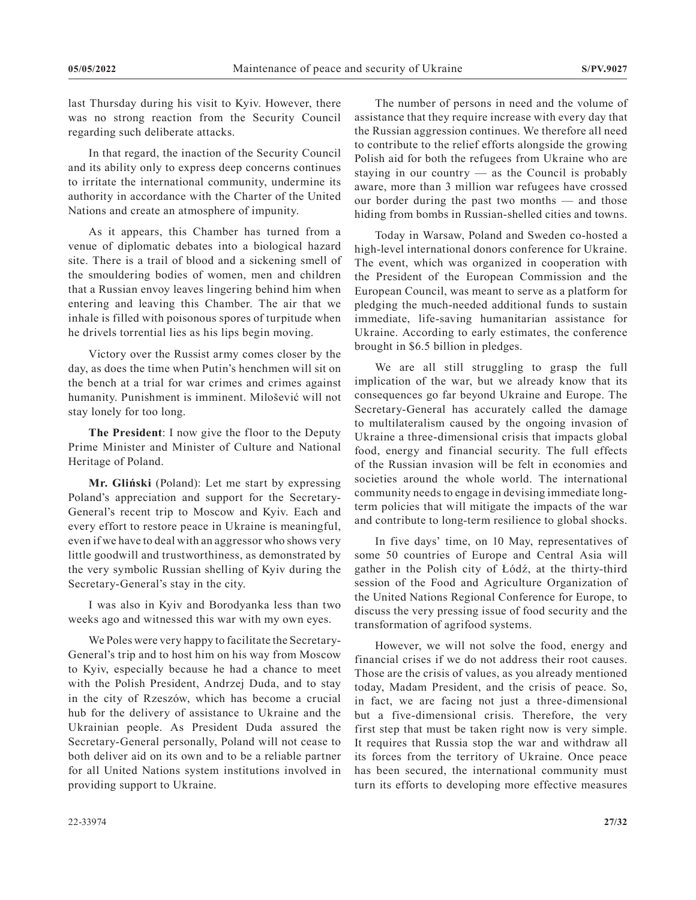last Thursday during his visit to Kyiv. However, there was no strong reaction from the Security Council regarding such deliberate attacks.

In that regard, the inaction of the Security Council and its ability only to express deep concerns continues to irritate the international community, undermine its authority in accordance with the Charter of the United Nations and create an atmosphere of impunity.

As it appears, this Chamber has turned from a venue of diplomatic debates into a biological hazard site. There is a trail of blood and a sickening smell of the smouldering bodies of women, men and children that a Russian envoy leaves lingering behind him when entering and leaving this Chamber. The air that we inhale is filled with poisonous spores of turpitude when he drivels torrential lies as his lips begin moving.

Victory over the Russist army comes closer by the day, as does the time when Putin's henchmen will sit on the bench at a trial for war crimes and crimes against humanity. Punishment is imminent. Milošević will not stay lonely for too long.

**The President**: I now give the floor to the Deputy Prime Minister and Minister of Culture and National Heritage of Poland.

**Mr. Gliński** (Poland): Let me start by expressing Poland's appreciation and support for the Secretary-General's recent trip to Moscow and Kyiv. Each and every effort to restore peace in Ukraine is meaningful, even if we have to deal with an aggressor who shows very little goodwill and trustworthiness, as demonstrated by the very symbolic Russian shelling of Kyiv during the Secretary-General's stay in the city.

I was also in Kyiv and Borodyanka less than two weeks ago and witnessed this war with my own eyes.

We Poles were very happy to facilitate the Secretary-General's trip and to host him on his way from Moscow to Kyiv, especially because he had a chance to meet with the Polish President, Andrzej Duda, and to stay in the city of Rzeszów, which has become a crucial hub for the delivery of assistance to Ukraine and the Ukrainian people. As President Duda assured the Secretary-General personally, Poland will not cease to both deliver aid on its own and to be a reliable partner for all United Nations system institutions involved in providing support to Ukraine.

The number of persons in need and the volume of assistance that they require increase with every day that the Russian aggression continues. We therefore all need to contribute to the relief efforts alongside the growing Polish aid for both the refugees from Ukraine who are staying in our country — as the Council is probably aware, more than 3 million war refugees have crossed our border during the past two months — and those hiding from bombs in Russian-shelled cities and towns.

Today in Warsaw, Poland and Sweden co-hosted a high-level international donors conference for Ukraine. The event, which was organized in cooperation with the President of the European Commission and the European Council, was meant to serve as a platform for pledging the much-needed additional funds to sustain immediate, life-saving humanitarian assistance for Ukraine. According to early estimates, the conference brought in $6.5 billion in pledges.

We are all still struggling to grasp the full implication of the war, but we already know that its consequences go far beyond Ukraine and Europe. The Secretary-General has accurately called the damage to multilateralism caused by the ongoing invasion of Ukraine a three-dimensional crisis that impacts global food, energy and financial security. The full effects of the Russian invasion will be felt in economies and societies around the whole world. The international community needs to engage in devising immediate long-term policies that will mitigate the impacts of the war and contribute to long-term resilience to global shocks.

In five days' time, on 10 May, representatives of some 50 countries of Europe and Central Asia will gather in the Polish city of Łódź, at the thirty-third session of the Food and Agriculture Organization of the United Nations Regional Conference for Europe, to discuss the very pressing issue of food security and the transformation of agrifood systems.

However, we will not solve the food, energy and financial crises if we do not address their root causes. Those are the crisis of values, as you already mentioned today, Madam President, and the crisis of peace. So, in fact, we are facing not just a three-dimensional but a five-dimensional crisis. Therefore, the very first step that must be taken right now is very simple. It requires that Russia stop the war and withdraw all its forces from the territory of Ukraine. Once peace has been secured, the international community must turn its efforts to developing more effective measures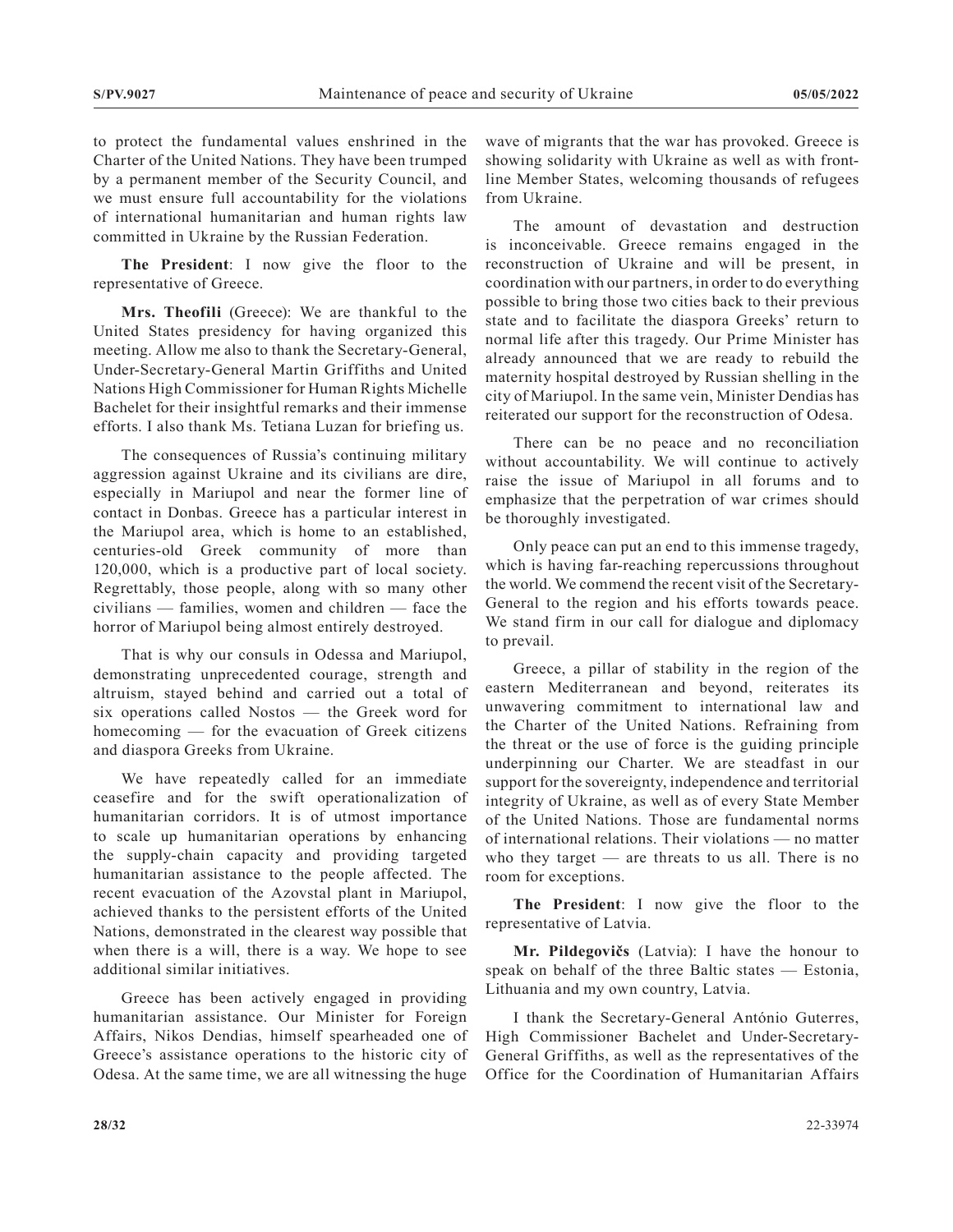to protect the fundamental values enshrined in the Charter of the United Nations. They have been trumped by a permanent member of the Security Council, and we must ensure full accountability for the violations of international humanitarian and human rights law committed in Ukraine by the Russian Federation.

**The President**: I now give the floor to the representative of Greece.

**Mrs. Theofili** (Greece): We are thankful to the United States presidency for having organized this meeting. Allow me also to thank the Secretary-General, Under-Secretary-General Martin Griffiths and United Nations High Commissioner for Human Rights Michelle Bachelet for their insightful remarks and their immense efforts. I also thank Ms. Tetiana Luzan for briefing us.

The consequences of Russia's continuing military aggression against Ukraine and its civilians are dire, especially in Mariupol and near the former line of contact in Donbas. Greece has a particular interest in the Mariupol area, which is home to an established, centuries-old Greek community of more than 120,000, which is a productive part of local society. Regrettably, those people, along with so many other civilians — families, women and children — face the horror of Mariupol being almost entirely destroyed.

That is why our consuls in Odessa and Mariupol, demonstrating unprecedented courage, strength and altruism, stayed behind and carried out a total of six operations called Nostos — the Greek word for homecoming — for the evacuation of Greek citizens and diaspora Greeks from Ukraine.

We have repeatedly called for an immediate ceasefire and for the swift operationalization of humanitarian corridors. It is of utmost importance to scale up humanitarian operations by enhancing the supply-chain capacity and providing targeted humanitarian assistance to the people affected. The recent evacuation of the Azovstal plant in Mariupol, achieved thanks to the persistent efforts of the United Nations, demonstrated in the clearest way possible that when there is a will, there is a way. We hope to see additional similar initiatives.

Greece has been actively engaged in providing humanitarian assistance. Our Minister for Foreign Affairs, Nikos Dendias, himself spearheaded one of Greece's assistance operations to the historic city of Odesa. At the same time, we are all witnessing the huge wave of migrants that the war has provoked. Greece is showing solidarity with Ukraine as well as with front-line Member States, welcoming thousands of refugees from Ukraine.

The amount of devastation and destruction is inconceivable. Greece remains engaged in the reconstruction of Ukraine and will be present, in coordination with our partners, in order to do everything possible to bring those two cities back to their previous state and to facilitate the diaspora Greeks' return to normal life after this tragedy. Our Prime Minister has already announced that we are ready to rebuild the maternity hospital destroyed by Russian shelling in the city of Mariupol. In the same vein, Minister Dendias has reiterated our support for the reconstruction of Odesa.

There can be no peace and no reconciliation without accountability. We will continue to actively raise the issue of Mariupol in all forums and to emphasize that the perpetration of war crimes should be thoroughly investigated.

Only peace can put an end to this immense tragedy, which is having far-reaching repercussions throughout the world. We commend the recent visit of the Secretary-General to the region and his efforts towards peace. We stand firm in our call for dialogue and diplomacy to prevail.

Greece, a pillar of stability in the region of the eastern Mediterranean and beyond, reiterates its unwavering commitment to international law and the Charter of the United Nations. Refraining from the threat or the use of force is the guiding principle underpinning our Charter. We are steadfast in our support for the sovereignty, independence and territorial integrity of Ukraine, as well as of every State Member of the United Nations. Those are fundamental norms of international relations. Their violations — no matter who they target — are threats to us all. There is no room for exceptions.

**The President**: I now give the floor to the representative of Latvia.

**Mr. Pildegovičs** (Latvia): I have the honour to speak on behalf of the three Baltic states — Estonia, Lithuania and my own country, Latvia.

I thank the Secretary-General António Guterres, High Commissioner Bachelet and Under-Secretary-General Griffiths, as well as the representatives of the Office for the Coordination of Humanitarian Affairs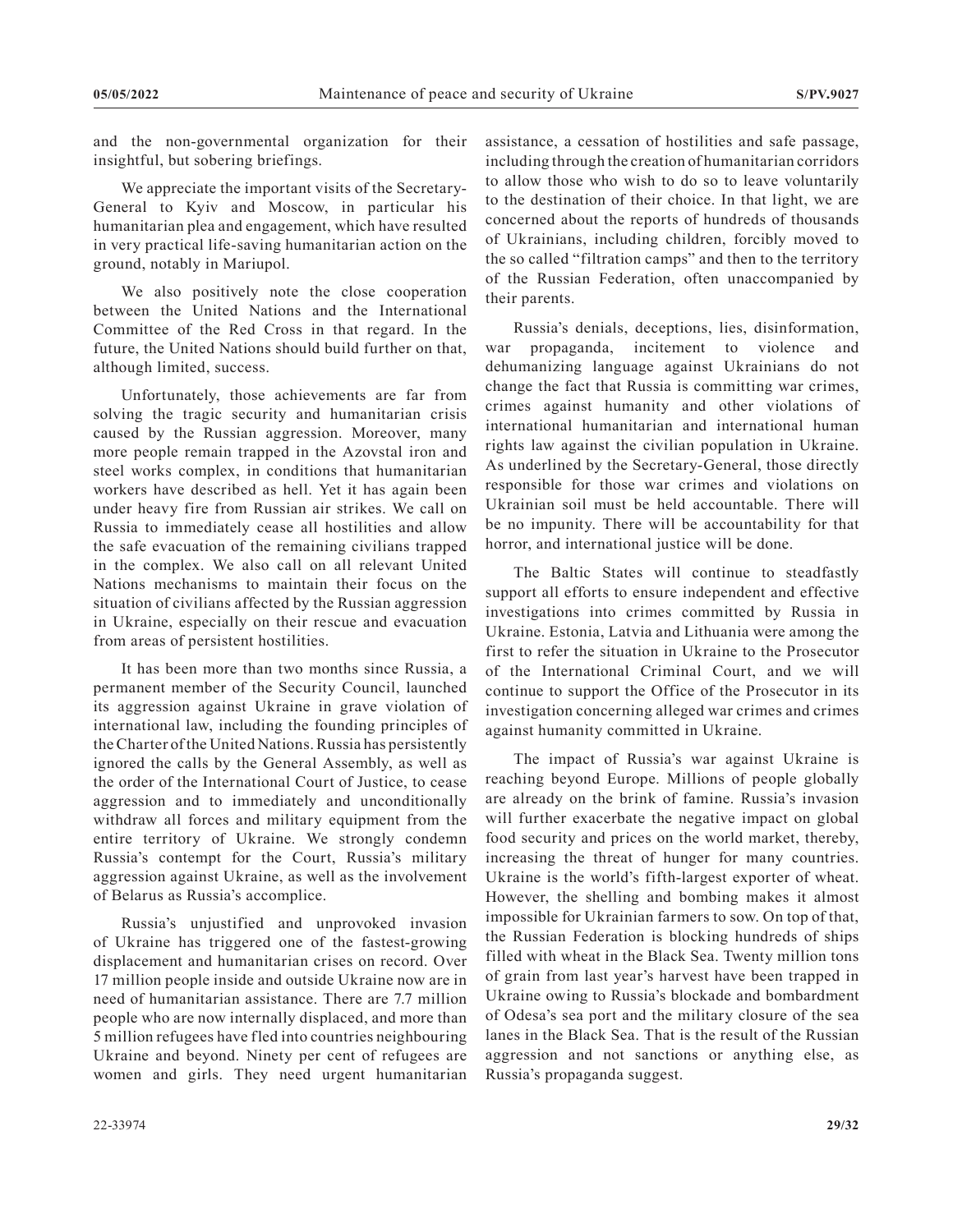and the non-governmental organization for their insightful, but sobering briefings.

We appreciate the important visits of the Secretary-General to Kyiv and Moscow, in particular his humanitarian plea and engagement, which have resulted in very practical life-saving humanitarian action on the ground, notably in Mariupol.

We also positively note the close cooperation between the United Nations and the International Committee of the Red Cross in that regard. In the future, the United Nations should build further on that, although limited, success.

Unfortunately, those achievements are far from solving the tragic security and humanitarian crisis caused by the Russian aggression. Moreover, many more people remain trapped in the Azovstal iron and steel works complex, in conditions that humanitarian workers have described as hell. Yet it has again been under heavy fire from Russian air strikes. We call on Russia to immediately cease all hostilities and allow the safe evacuation of the remaining civilians trapped in the complex. We also call on all relevant United Nations mechanisms to maintain their focus on the situation of civilians affected by the Russian aggression in Ukraine, especially on their rescue and evacuation from areas of persistent hostilities.

It has been more than two months since Russia, a permanent member of the Security Council, launched its aggression against Ukraine in grave violation of international law, including the founding principles of the Charter of the United Nations. Russia has persistently ignored the calls by the General Assembly, as well as the order of the International Court of Justice, to cease aggression and to immediately and unconditionally withdraw all forces and military equipment from the entire territory of Ukraine. We strongly condemn Russia's contempt for the Court, Russia's military aggression against Ukraine, as well as the involvement of Belarus as Russia's accomplice.

Russia's unjustified and unprovoked invasion of Ukraine has triggered one of the fastest-growing displacement and humanitarian crises on record. Over 17 million people inside and outside Ukraine now are in need of humanitarian assistance. There are 7.7 million people who are now internally displaced, and more than 5 million refugees have fled into countries neighbouring Ukraine and beyond. Ninety per cent of refugees are women and girls. They need urgent humanitarian assistance, a cessation of hostilities and safe passage, including through the creation of humanitarian corridors to allow those who wish to do so to leave voluntarily to the destination of their choice. In that light, we are concerned about the reports of hundreds of thousands of Ukrainians, including children, forcibly moved to the so called "filtration camps" and then to the territory of the Russian Federation, often unaccompanied by their parents.

Russia's denials, deceptions, lies, disinformation, war propaganda, incitement to violence and dehumanizing language against Ukrainians do not change the fact that Russia is committing war crimes, crimes against humanity and other violations of international humanitarian and international human rights law against the civilian population in Ukraine. As underlined by the Secretary-General, those directly responsible for those war crimes and violations on Ukrainian soil must be held accountable. There will be no impunity. There will be accountability for that horror, and international justice will be done.

The Baltic States will continue to steadfastly support all efforts to ensure independent and effective investigations into crimes committed by Russia in Ukraine. Estonia, Latvia and Lithuania were among the first to refer the situation in Ukraine to the Prosecutor of the International Criminal Court, and we will continue to support the Office of the Prosecutor in its investigation concerning alleged war crimes and crimes against humanity committed in Ukraine.

The impact of Russia's war against Ukraine is reaching beyond Europe. Millions of people globally are already on the brink of famine. Russia's invasion will further exacerbate the negative impact on global food security and prices on the world market, thereby, increasing the threat of hunger for many countries. Ukraine is the world's fifth-largest exporter of wheat. However, the shelling and bombing makes it almost impossible for Ukrainian farmers to sow. On top of that, the Russian Federation is blocking hundreds of ships filled with wheat in the Black Sea. Twenty million tons of grain from last year's harvest have been trapped in Ukraine owing to Russia's blockade and bombardment of Odesa's sea port and the military closure of the sea lanes in the Black Sea. That is the result of the Russian aggression and not sanctions or anything else, as Russia's propaganda suggest.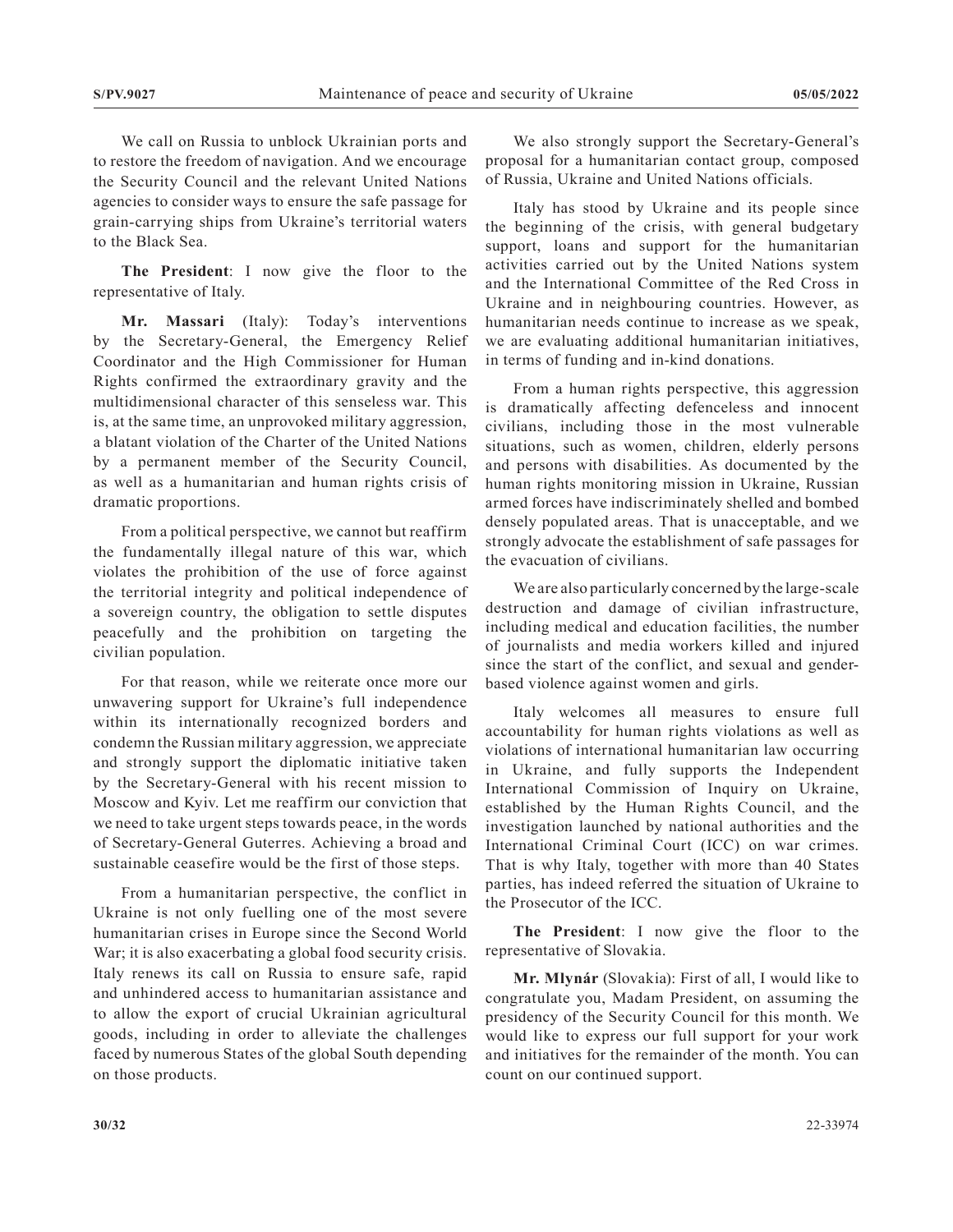We call on Russia to unblock Ukrainian ports and to restore the freedom of navigation. And we encourage the Security Council and the relevant United Nations agencies to consider ways to ensure the safe passage for grain-carrying ships from Ukraine's territorial waters to the Black Sea.

**The President**: I now give the floor to the representative of Italy.

**Mr. Massari** (Italy): Today's interventions by the Secretary-General, the Emergency Relief Coordinator and the High Commissioner for Human Rights confirmed the extraordinary gravity and the multidimensional character of this senseless war. This is, at the same time, an unprovoked military aggression, a blatant violation of the Charter of the United Nations by a permanent member of the Security Council, as well as a humanitarian and human rights crisis of dramatic proportions.

From a political perspective, we cannot but reaffirm the fundamentally illegal nature of this war, which violates the prohibition of the use of force against the territorial integrity and political independence of a sovereign country, the obligation to settle disputes peacefully and the prohibition on targeting the civilian population.

For that reason, while we reiterate once more our unwavering support for Ukraine's full independence within its internationally recognized borders and condemn the Russian military aggression, we appreciate and strongly support the diplomatic initiative taken by the Secretary-General with his recent mission to Moscow and Kyiv. Let me reaffirm our conviction that we need to take urgent steps towards peace, in the words of Secretary-General Guterres. Achieving a broad and sustainable ceasefire would be the first of those steps.

From a humanitarian perspective, the conflict in Ukraine is not only fuelling one of the most severe humanitarian crises in Europe since the Second World War; it is also exacerbating a global food security crisis. Italy renews its call on Russia to ensure safe, rapid and unhindered access to humanitarian assistance and to allow the export of crucial Ukrainian agricultural goods, including in order to alleviate the challenges faced by numerous States of the global South depending on those products.

We also strongly support the Secretary-General's proposal for a humanitarian contact group, composed of Russia, Ukraine and United Nations officials.

Italy has stood by Ukraine and its people since the beginning of the crisis, with general budgetary support, loans and support for the humanitarian activities carried out by the United Nations system and the International Committee of the Red Cross in Ukraine and in neighbouring countries. However, as humanitarian needs continue to increase as we speak, we are evaluating additional humanitarian initiatives, in terms of funding and in-kind donations.

From a human rights perspective, this aggression is dramatically affecting defenceless and innocent civilians, including those in the most vulnerable situations, such as women, children, elderly persons and persons with disabilities. As documented by the human rights monitoring mission in Ukraine, Russian armed forces have indiscriminately shelled and bombed densely populated areas. That is unacceptable, and we strongly advocate the establishment of safe passages for the evacuation of civilians.

We are also particularly concerned by the large-scale destruction and damage of civilian infrastructure, including medical and education facilities, the number of journalists and media workers killed and injured since the start of the conflict, and sexual and gender-based violence against women and girls.

Italy welcomes all measures to ensure full accountability for human rights violations as well as violations of international humanitarian law occurring in Ukraine, and fully supports the Independent International Commission of Inquiry on Ukraine, established by the Human Rights Council, and the investigation launched by national authorities and the International Criminal Court (ICC) on war crimes. That is why Italy, together with more than 40 States parties, has indeed referred the situation of Ukraine to the Prosecutor of the ICC.

**The President**: I now give the floor to the representative of Slovakia.

**Mr. Mlynár** (Slovakia): First of all, I would like to congratulate you, Madam President, on assuming the presidency of the Security Council for this month. We would like to express our full support for your work and initiatives for the remainder of the month. You can count on our continued support.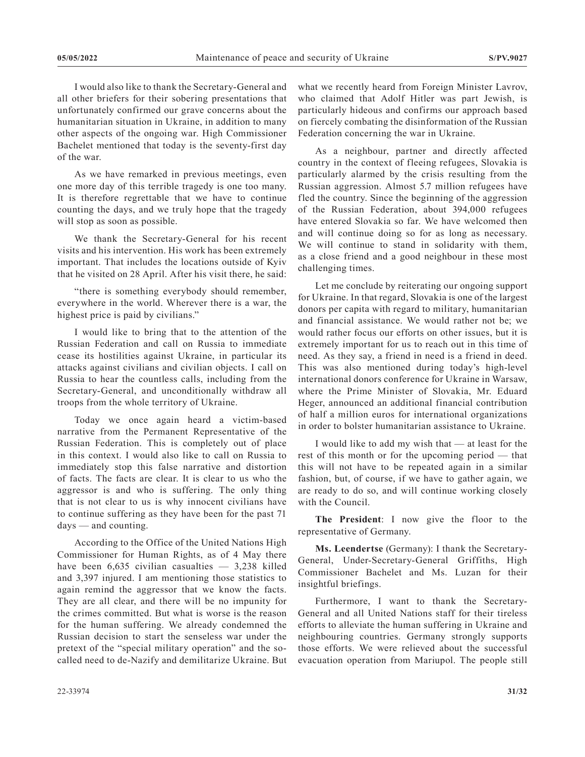I would also like to thank the Secretary-General and all other briefers for their sobering presentations that unfortunately confirmed our grave concerns about the humanitarian situation in Ukraine, in addition to many other aspects of the ongoing war. High Commissioner Bachelet mentioned that today is the seventy-first day of the war.

As we have remarked in previous meetings, even one more day of this terrible tragedy is one too many. It is therefore regrettable that we have to continue counting the days, and we truly hope that the tragedy will stop as soon as possible.

We thank the Secretary-General for his recent visits and his intervention. His work has been extremely important. That includes the locations outside of Kyiv that he visited on 28 April. After his visit there, he said:

"there is something everybody should remember, everywhere in the world. Wherever there is a war, the highest price is paid by civilians."

I would like to bring that to the attention of the Russian Federation and call on Russia to immediate cease its hostilities against Ukraine, in particular its attacks against civilians and civilian objects. I call on Russia to hear the countless calls, including from the Secretary-General, and unconditionally withdraw all troops from the whole territory of Ukraine.

Today we once again heard a victim-based narrative from the Permanent Representative of the Russian Federation. This is completely out of place in this context. I would also like to call on Russia to immediately stop this false narrative and distortion of facts. The facts are clear. It is clear to us who the aggressor is and who is suffering. The only thing that is not clear to us is why innocent civilians have to continue suffering as they have been for the past 71 days — and counting.

According to the Office of the United Nations High Commissioner for Human Rights, as of 4 May there have been 6,635 civilian casualties — 3,238 killed and 3,397 injured. I am mentioning those statistics to again remind the aggressor that we know the facts. They are all clear, and there will be no impunity for the crimes committed. But what is worse is the reason for the human suffering. We already condemned the Russian decision to start the senseless war under the pretext of the "special military operation" and the so-called need to de-Nazify and demilitarize Ukraine. But what we recently heard from Foreign Minister Lavrov, who claimed that Adolf Hitler was part Jewish, is particularly hideous and confirms our approach based on fiercely combating the disinformation of the Russian Federation concerning the war in Ukraine.

As a neighbour, partner and directly affected country in the context of fleeing refugees, Slovakia is particularly alarmed by the crisis resulting from the Russian aggression. Almost 5.7 million refugees have fled the country. Since the beginning of the aggression of the Russian Federation, about 394,000 refugees have entered Slovakia so far. We have welcomed then and will continue doing so for as long as necessary. We will continue to stand in solidarity with them, as a close friend and a good neighbour in these most challenging times.

Let me conclude by reiterating our ongoing support for Ukraine. In that regard, Slovakia is one of the largest donors per capita with regard to military, humanitarian and financial assistance. We would rather not be; we would rather focus our efforts on other issues, but it is extremely important for us to reach out in this time of need. As they say, a friend in need is a friend in deed. This was also mentioned during today's high-level international donors conference for Ukraine in Warsaw, where the Prime Minister of Slovakia, Mr. Eduard Heger, announced an additional financial contribution of half a million euros for international organizations in order to bolster humanitarian assistance to Ukraine.

I would like to add my wish that — at least for the rest of this month or for the upcoming period — that this will not have to be repeated again in a similar fashion, but, of course, if we have to gather again, we are ready to do so, and will continue working closely with the Council.

**The President**: I now give the floor to the representative of Germany.

**Ms. Leendertse** (Germany): I thank the Secretary-General, Under-Secretary-General Griffiths, High Commissioner Bachelet and Ms. Luzan for their insightful briefings.

Furthermore, I want to thank the Secretary-General and all United Nations staff for their tireless efforts to alleviate the human suffering in Ukraine and neighbouring countries. Germany strongly supports those efforts. We were relieved about the successful evacuation operation from Mariupol. The people still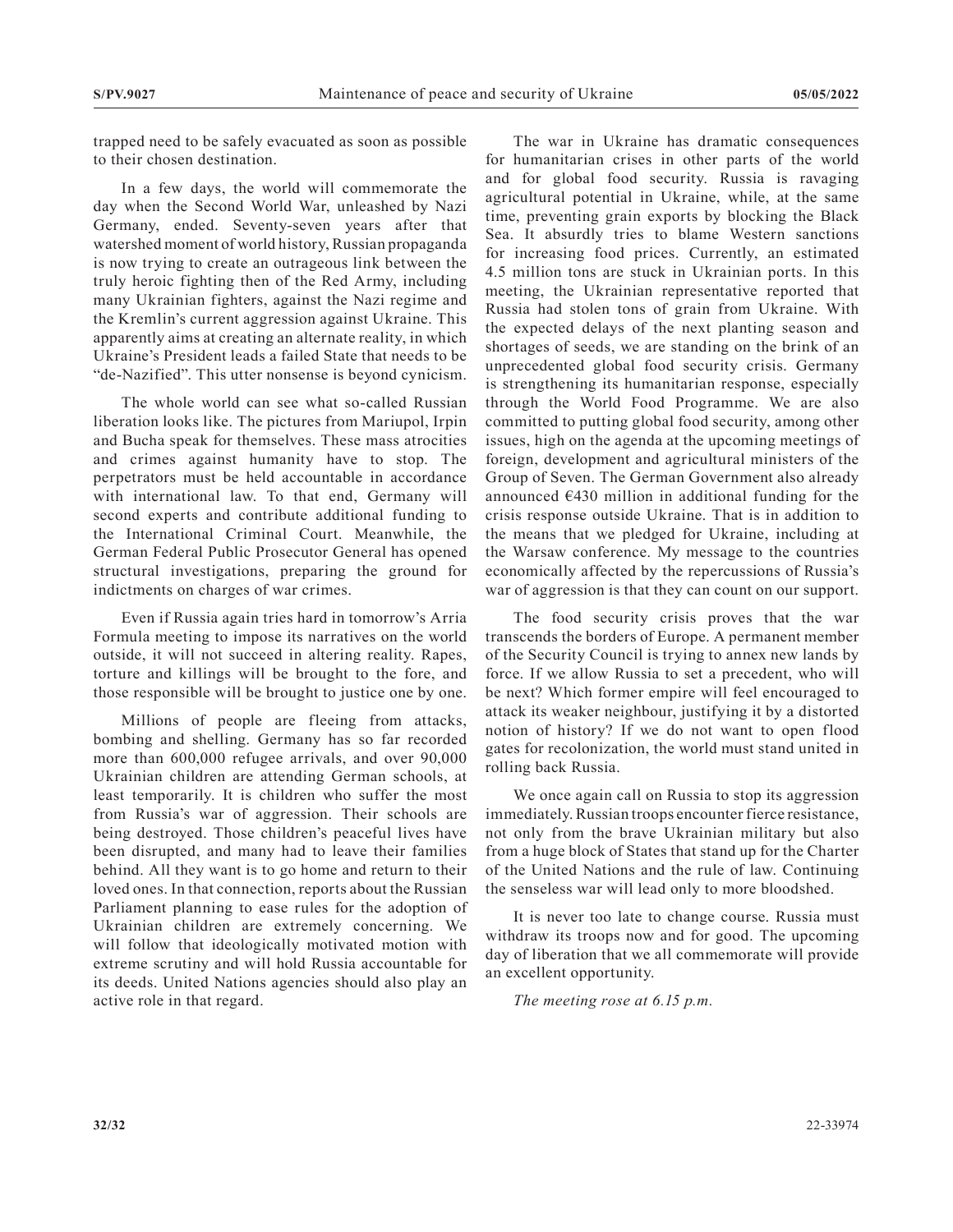trapped need to be safely evacuated as soon as possible to their chosen destination.

In a few days, the world will commemorate the day when the Second World War, unleashed by Nazi Germany, ended. Seventy-seven years after that watershed moment of world history, Russian propaganda is now trying to create an outrageous link between the truly heroic fighting then of the Red Army, including many Ukrainian fighters, against the Nazi regime and the Kremlin's current aggression against Ukraine. This apparently aims at creating an alternate reality, in which Ukraine's President leads a failed State that needs to be "de-Nazified". This utter nonsense is beyond cynicism.

The whole world can see what so-called Russian liberation looks like. The pictures from Mariupol, Irpin and Bucha speak for themselves. These mass atrocities and crimes against humanity have to stop. The perpetrators must be held accountable in accordance with international law. To that end, Germany will second experts and contribute additional funding to the International Criminal Court. Meanwhile, the German Federal Public Prosecutor General has opened structural investigations, preparing the ground for indictments on charges of war crimes.

Even if Russia again tries hard in tomorrow's Arria Formula meeting to impose its narratives on the world outside, it will not succeed in altering reality. Rapes, torture and killings will be brought to the fore, and those responsible will be brought to justice one by one.

Millions of people are fleeing from attacks, bombing and shelling. Germany has so far recorded more than 600,000 refugee arrivals, and over 90,000 Ukrainian children are attending German schools, at least temporarily. It is children who suffer the most from Russia's war of aggression. Their schools are being destroyed. Those children's peaceful lives have been disrupted, and many had to leave their families behind. All they want is to go home and return to their loved ones. In that connection, reports about the Russian Parliament planning to ease rules for the adoption of Ukrainian children are extremely concerning. We will follow that ideologically motivated motion with extreme scrutiny and will hold Russia accountable for its deeds. United Nations agencies should also play an active role in that regard.

The war in Ukraine has dramatic consequences for humanitarian crises in other parts of the world and for global food security. Russia is ravaging agricultural potential in Ukraine, while, at the same time, preventing grain exports by blocking the Black Sea. It absurdly tries to blame Western sanctions for increasing food prices. Currently, an estimated 4.5 million tons are stuck in Ukrainian ports. In this meeting, the Ukrainian representative reported that Russia had stolen tons of grain from Ukraine. With the expected delays of the next planting season and shortages of seeds, we are standing on the brink of an unprecedented global food security crisis. Germany is strengthening its humanitarian response, especially through the World Food Programme. We are also committed to putting global food security, among other issues, high on the agenda at the upcoming meetings of foreign, development and agricultural ministers of the Group of Seven. The German Government also already announced €430 million in additional funding for the crisis response outside Ukraine. That is in addition to the means that we pledged for Ukraine, including at the Warsaw conference. My message to the countries economically affected by the repercussions of Russia's war of aggression is that they can count on our support.

The food security crisis proves that the war transcends the borders of Europe. A permanent member of the Security Council is trying to annex new lands by force. If we allow Russia to set a precedent, who will be next? Which former empire will feel encouraged to attack its weaker neighbour, justifying it by a distorted notion of history? If we do not want to open flood gates for recolonization, the world must stand united in rolling back Russia.

We once again call on Russia to stop its aggression immediately. Russian troops encounter fierce resistance, not only from the brave Ukrainian military but also from a huge block of States that stand up for the Charter of the United Nations and the rule of law. Continuing the senseless war will lead only to more bloodshed.

It is never too late to change course. Russia must withdraw its troops now and for good. The upcoming day of liberation that we all commemorate will provide an excellent opportunity.

*The meeting rose at 6.15 p.m.*